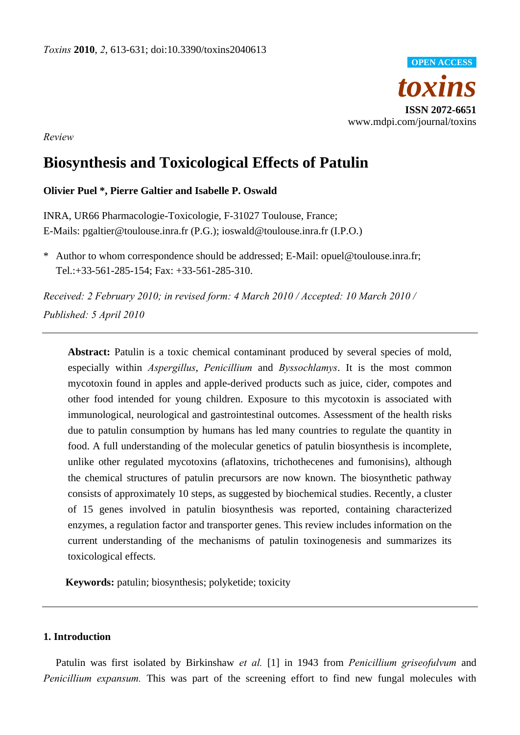*Review*

# Biosynthesis and Toxicological Effects of Patulin

**Olivier Puel \*, Pierre Galtier and Isabelle P. Oswald**

INRA, UR66 Pharmacologie-Toxicologie, F-31027 Toulouse, France;
E-Mails: pgaltier@toulouse.inra.fr (P.G.); ioswald@toulouse.inra.fr (I.P.O.)

\* Author to whom correspondence should be addressed; E-Mail: opuel@toulouse.inra.fr; Tel.:+33-561-285-154; Fax: +33-561-285-310.

*Received: 2 February 2010; in revised form: 4 March 2010 / Accepted: 10 March 2010 / Published: 5 April 2010*

---

**Abstract:** Patulin is a toxic chemical contaminant produced by several species of mold, especially within *Aspergillus*, *Penicillium* and *Byssochlamys*. It is the most common mycotoxin found in apples and apple-derived products such as juice, cider, compotes and other food intended for young children. Exposure to this mycotoxin is associated with immunological, neurological and gastrointestinal outcomes. Assessment of the health risks due to patulin consumption by humans has led many countries to regulate the quantity in food. A full understanding of the molecular genetics of patulin biosynthesis is incomplete, unlike other regulated mycotoxins (aflatoxins, trichothecenes and fumonisins), although the chemical structures of patulin precursors are now known. The biosynthetic pathway consists of approximately 10 steps, as suggested by biochemical studies. Recently, a cluster of 15 genes involved in patulin biosynthesis was reported, containing characterized enzymes, a regulation factor and transporter genes. This review includes information on the current understanding of the mechanisms of patulin toxinogenesis and summarizes its toxicological effects.

**Keywords:** patulin; biosynthesis; polyketide; toxicity

---

## 1. Introduction

Patulin was first isolated by Birkinshaw *et al.* [1] in 1943 from *Penicillium griseofulvum* and *Penicillium expansum.* This was part of the screening effort to find new fungal molecules with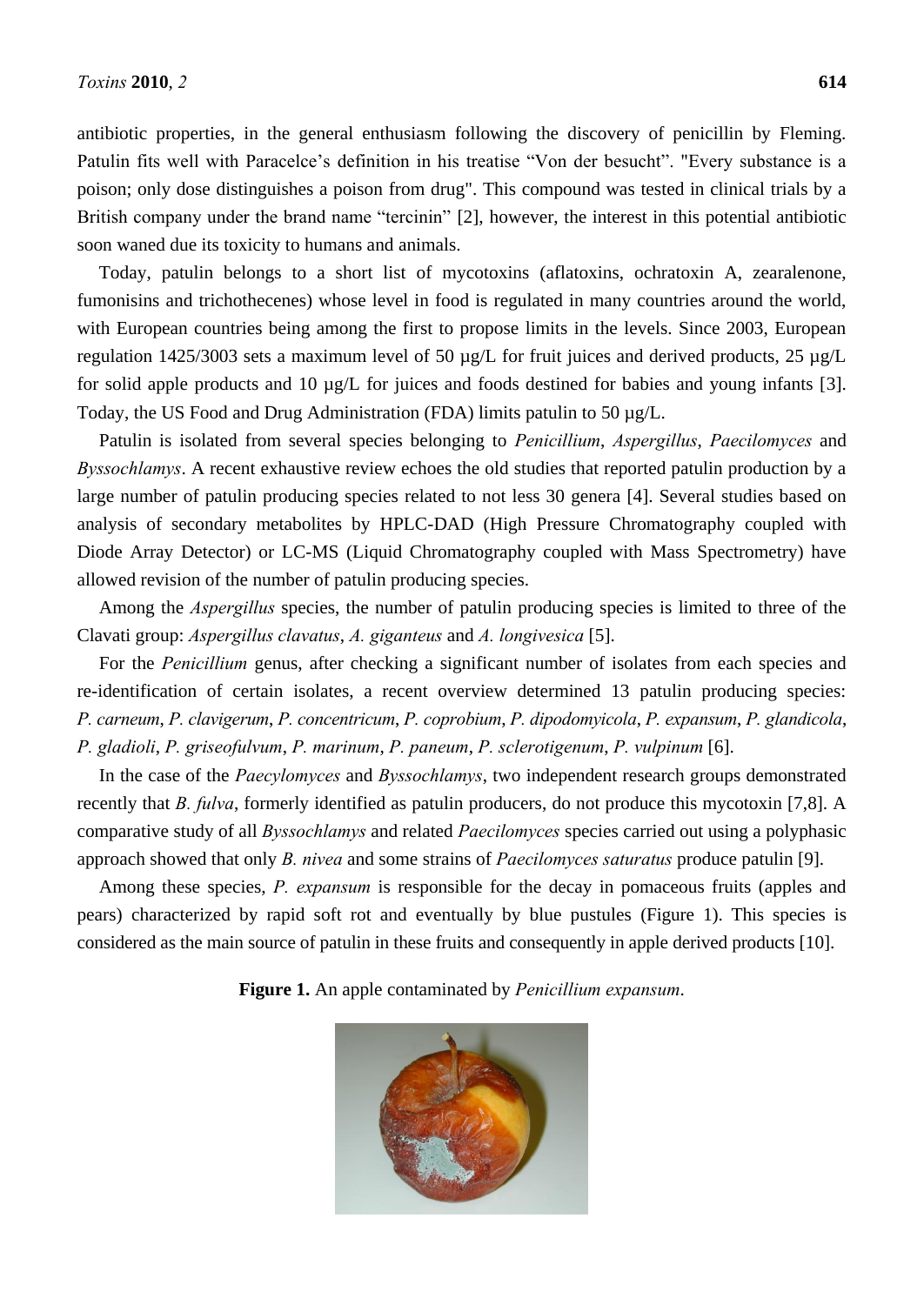antibiotic properties, in the general enthusiasm following the discovery of penicillin by Fleming. Patulin fits well with Paracelce's definition in his treatise "Von der besucht". "Every substance is a poison; only dose distinguishes a poison from drug". This compound was tested in clinical trials by a British company under the brand name "tercinin" [2], however, the interest in this potential antibiotic soon waned due its toxicity to humans and animals.

Today, patulin belongs to a short list of mycotoxins (aflatoxins, ochratoxin A, zearalenone, fumonisins and trichothecenes) whose level in food is regulated in many countries around the world, with European countries being among the first to propose limits in the levels. Since 2003, European regulation 1425/3003 sets a maximum level of 50 µg/L for fruit juices and derived products, 25 µg/L for solid apple products and 10 µg/L for juices and foods destined for babies and young infants [3]. Today, the US Food and Drug Administration (FDA) limits patulin to 50 µg/L.

Patulin is isolated from several species belonging to *Penicillium*, *Aspergillus*, *Paecilomyces* and *Byssochlamys*. A recent exhaustive review echoes the old studies that reported patulin production by a large number of patulin producing species related to not less 30 genera [4]. Several studies based on analysis of secondary metabolites by HPLC-DAD (High Pressure Chromatography coupled with Diode Array Detector) or LC-MS (Liquid Chromatography coupled with Mass Spectrometry) have allowed revision of the number of patulin producing species.

Among the *Aspergillus* species, the number of patulin producing species is limited to three of the Clavati group: *Aspergillus clavatus*, *A. giganteus* and *A. longivesica* [5].

For the *Penicillium* genus, after checking a significant number of isolates from each species and re-identification of certain isolates, a recent overview determined 13 patulin producing species: *P. carneum*, *P. clavigerum*, *P. concentricum*, *P. coprobium*, *P. dipodomyicola*, *P. expansum*, *P. glandicola*, *P. gladioli*, *P. griseofulvum*, *P. marinum*, *P. paneum*, *P. sclerotigenum*, *P. vulpinum* [6].

In the case of the *Paecylomyces* and *Byssochlamys*, two independent research groups demonstrated recently that *B. fulva*, formerly identified as patulin producers, do not produce this mycotoxin [7,8]. A comparative study of all *Byssochlamys* and related *Paecilomyces* species carried out using a polyphasic approach showed that only *B. nivea* and some strains of *Paecilomyces saturatus* produce patulin [9].

Among these species, *P. expansum* is responsible for the decay in pomaceous fruits (apples and pears) characterized by rapid soft rot and eventually by blue pustules (Figure 1). This species is considered as the main source of patulin in these fruits and consequently in apple derived products [10].

**Figure 1.** An apple contaminated by *Penicillium expansum*.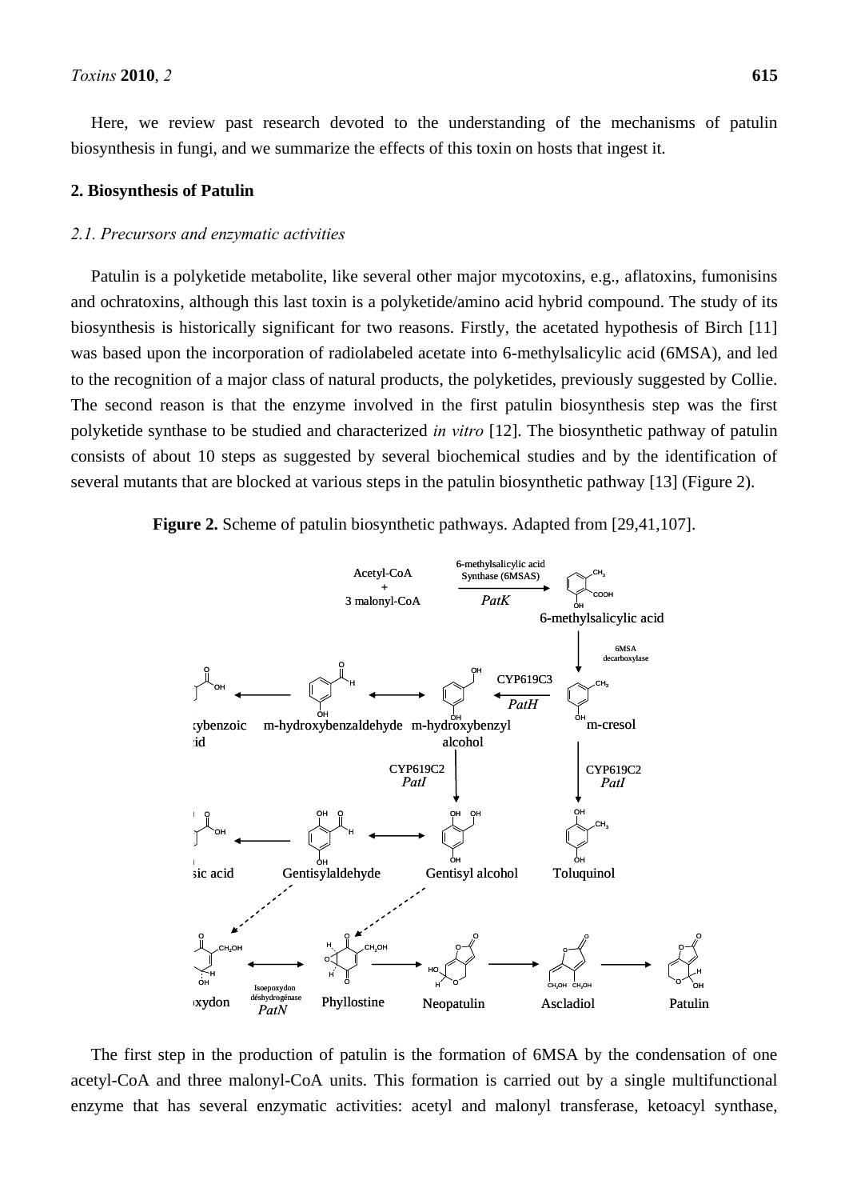Here, we review past research devoted to the understanding of the mechanisms of patulin biosynthesis in fungi, and we summarize the effects of this toxin on hosts that ingest it.

## 2. Biosynthesis of Patulin

### *2.1. Precursors and enzymatic activities*

Patulin is a polyketide metabolite, like several other major mycotoxins, e.g., aflatoxins, fumonisins and ochratoxins, although this last toxin is a polyketide/amino acid hybrid compound. The study of its biosynthesis is historically significant for two reasons. Firstly, the acetated hypothesis of Birch [11] was based upon the incorporation of radiolabeled acetate into 6-methylsalicylic acid (6MSA), and led to the recognition of a major class of natural products, the polyketides, previously suggested by Collie. The second reason is that the enzyme involved in the first patulin biosynthesis step was the first polyketide synthase to be studied and characterized *in vitro* [12]. The biosynthetic pathway of patulin consists of about 10 steps as suggested by several biochemical studies and by the identification of several mutants that are blocked at various steps in the patulin biosynthetic pathway [13] (Figure 2).

**Figure 2.** Scheme of patulin biosynthetic pathways. Adapted from [29,41,107].

The first step in the production of patulin is the formation of 6MSA by the condensation of one acetyl-CoA and three malonyl-CoA units. This formation is carried out by a single multifunctional enzyme that has several enzymatic activities: acetyl and malonyl transferase, ketoacyl synthase,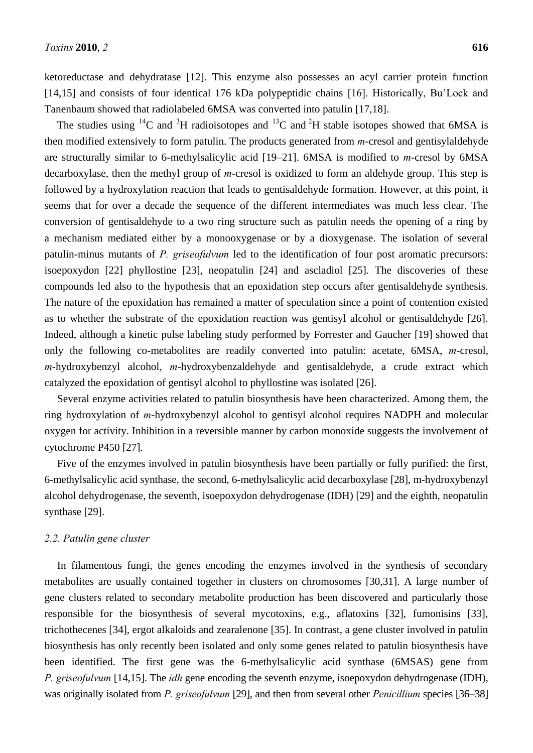ketoreductase and dehydratase [12]. This enzyme also possesses an acyl carrier protein function [14,15] and consists of four identical 176 kDa polypeptidic chains [16]. Historically, Bu'Lock and Tanenbaum showed that radiolabeled 6MSA was converted into patulin [17,18].

The studies using $^{14}C$ and $^{3}H$ radioisotopes and $^{13}C$ and $^{2}H$ stable isotopes showed that 6MSA is then modified extensively to form patulin. The products generated from *m*-cresol and gentisylaldehyde are structurally similar to 6-methylsalicylic acid [19–21]. 6MSA is modified to *m*-cresol by 6MSA decarboxylase, then the methyl group of *m*-cresol is oxidized to form an aldehyde group. This step is followed by a hydroxylation reaction that leads to gentisaldehyde formation. However, at this point, it seems that for over a decade the sequence of the different intermediates was much less clear. The conversion of gentisaldehyde to a two ring structure such as patulin needs the opening of a ring by a mechanism mediated either by a monooxygenase or by a dioxygenase. The isolation of several patulin-minus mutants of *P. griseofulvum* led to the identification of four post aromatic precursors: isoepoxydon [22] phyllostine [23], neopatulin [24] and ascladiol [25]. The discoveries of these compounds led also to the hypothesis that an epoxidation step occurs after gentisaldehyde synthesis. The nature of the epoxidation has remained a matter of speculation since a point of contention existed as to whether the substrate of the epoxidation reaction was gentisyl alcohol or gentisaldehyde [26]. Indeed, although a kinetic pulse labeling study performed by Forrester and Gaucher [19] showed that only the following co-metabolites are readily converted into patulin: acetate, 6MSA, *m*-cresol, *m*-hydroxybenzyl alcohol, *m*-hydroxybenzaldehyde and gentisaldehyde, a crude extract which catalyzed the epoxidation of gentisyl alcohol to phyllostine was isolated [26].

Several enzyme activities related to patulin biosynthesis have been characterized. Among them, the ring hydroxylation of *m*-hydroxybenzyl alcohol to gentisyl alcohol requires NADPH and molecular oxygen for activity. Inhibition in a reversible manner by carbon monoxide suggests the involvement of cytochrome P450 [27].

Five of the enzymes involved in patulin biosynthesis have been partially or fully purified: the first, 6-methylsalicylic acid synthase, the second, 6-methylsalicylic acid decarboxylase [28], m-hydroxybenzyl alcohol dehydrogenase, the seventh, isoepoxydon dehydrogenase (IDH) [29] and the eighth, neopatulin synthase [29].

### *2.2. Patulin gene cluster*

In filamentous fungi, the genes encoding the enzymes involved in the synthesis of secondary metabolites are usually contained together in clusters on chromosomes [30,31]. A large number of gene clusters related to secondary metabolite production has been discovered and particularly those responsible for the biosynthesis of several mycotoxins, e.g., aflatoxins [32], fumonisins [33], trichothecenes [34], ergot alkaloids and zearalenone [35]. In contrast, a gene cluster involved in patulin biosynthesis has only recently been isolated and only some genes related to patulin biosynthesis have been identified. The first gene was the 6-methylsalicylic acid synthase (6MSAS) gene from *P. griseofulvum* [14,15]. The *idh* gene encoding the seventh enzyme, isoepoxydon dehydrogenase (IDH), was originally isolated from *P. griseofulvum* [29], and then from several other *Penicillium* species [36–38]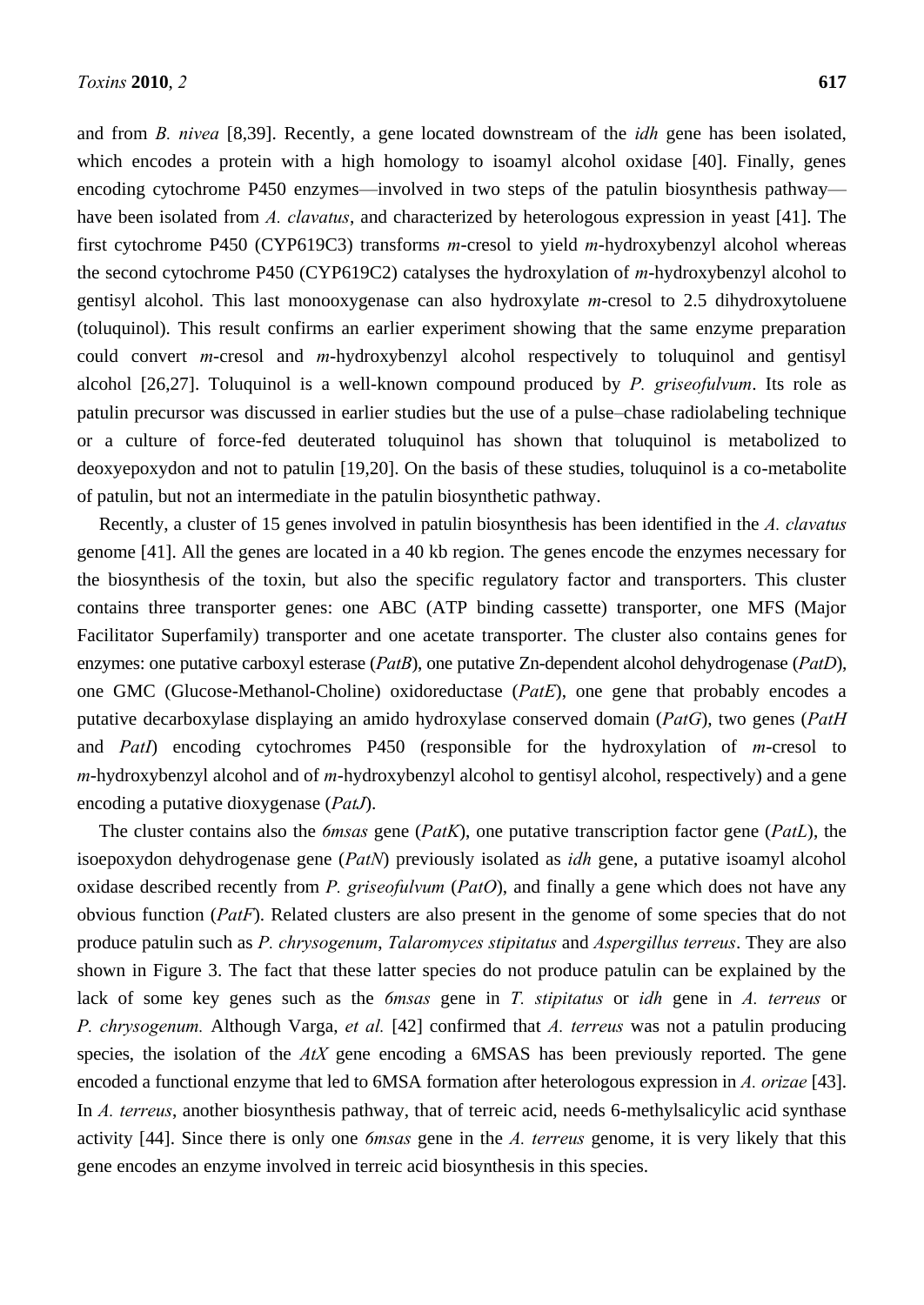and from *B. nivea* [8,39]. Recently, a gene located downstream of the *idh* gene has been isolated, which encodes a protein with a high homology to isoamyl alcohol oxidase [40]. Finally, genes encoding cytochrome P450 enzymes—involved in two steps of the patulin biosynthesis pathway—have been isolated from *A. clavatus*, and characterized by heterologous expression in yeast [41]. The first cytochrome P450 (CYP619C3) transforms *m*-cresol to yield *m*-hydroxybenzyl alcohol whereas the second cytochrome P450 (CYP619C2) catalyses the hydroxylation of *m*-hydroxybenzyl alcohol to gentisyl alcohol. This last monooxygenase can also hydroxylate *m*-cresol to 2.5 dihydroxytoluene (toluquinol). This result confirms an earlier experiment showing that the same enzyme preparation could convert *m*-cresol and *m*-hydroxybenzyl alcohol respectively to toluquinol and gentisyl alcohol [26,27]. Toluquinol is a well-known compound produced by *P. griseofulvum*. Its role as patulin precursor was discussed in earlier studies but the use of a pulse–chase radiolabeling technique or a culture of force-fed deuterated toluquinol has shown that toluquinol is metabolized to deoxyepoxydon and not to patulin [19,20]. On the basis of these studies, toluquinol is a co-metabolite of patulin, but not an intermediate in the patulin biosynthetic pathway.

Recently, a cluster of 15 genes involved in patulin biosynthesis has been identified in the *A. clavatus* genome [41]. All the genes are located in a 40 kb region. The genes encode the enzymes necessary for the biosynthesis of the toxin, but also the specific regulatory factor and transporters. This cluster contains three transporter genes: one ABC (ATP binding cassette) transporter, one MFS (Major Facilitator Superfamily) transporter and one acetate transporter. The cluster also contains genes for enzymes: one putative carboxyl esterase (*PatB*), one putative Zn-dependent alcohol dehydrogenase (*PatD*), one GMC (Glucose-Methanol-Choline) oxidoreductase (*PatE*), one gene that probably encodes a putative decarboxylase displaying an amido hydroxylase conserved domain (*PatG*), two genes (*PatH* and *PatI*) encoding cytochromes P450 (responsible for the hydroxylation of *m*-cresol to *m*-hydroxybenzyl alcohol and of *m*-hydroxybenzyl alcohol to gentisyl alcohol, respectively) and a gene encoding a putative dioxygenase (*PatJ*).

The cluster contains also the *6msas* gene (*PatK*), one putative transcription factor gene (*PatL*), the isoepoxydon dehydrogenase gene (*PatN*) previously isolated as *idh* gene, a putative isoamyl alcohol oxidase described recently from *P. griseofulvum* (*PatO*), and finally a gene which does not have any obvious function (*PatF*). Related clusters are also present in the genome of some species that do not produce patulin such as *P. chrysogenum*, *Talaromyces stipitatus* and *Aspergillus terreus*. They are also shown in Figure 3. The fact that these latter species do not produce patulin can be explained by the lack of some key genes such as the *6msas* gene in *T. stipitatus* or *idh* gene in *A. terreus* or *P. chrysogenum.* Although Varga, *et al.* [42] confirmed that *A. terreus* was not a patulin producing species, the isolation of the *AtX* gene encoding a 6MSAS has been previously reported. The gene encoded a functional enzyme that led to 6MSA formation after heterologous expression in *A. orizae* [43]. In *A. terreus*, another biosynthesis pathway, that of terreic acid, needs 6-methylsalicylic acid synthase activity [44]. Since there is only one *6msas* gene in the *A. terreus* genome, it is very likely that this gene encodes an enzyme involved in terreic acid biosynthesis in this species.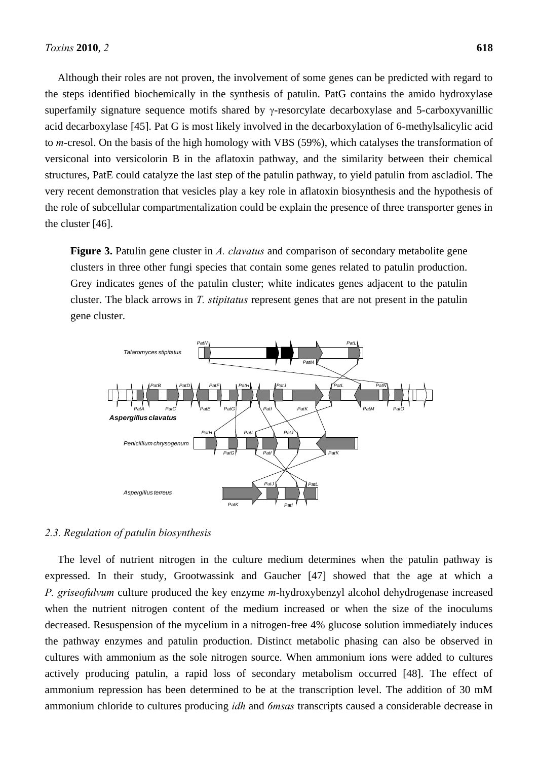Although their roles are not proven, the involvement of some genes can be predicted with regard to the steps identified biochemically in the synthesis of patulin. PatG contains the amido hydroxylase superfamily signature sequence motifs shared by γ-resorcylate decarboxylase and 5-carboxyvanillic acid decarboxylase [45]. Pat G is most likely involved in the decarboxylation of 6-methylsalicylic acid to *m*-cresol. On the basis of the high homology with VBS (59%), which catalyses the transformation of versiconal into versicolorin B in the aflatoxin pathway, and the similarity between their chemical structures, PatE could catalyze the last step of the patulin pathway, to yield patulin from ascladiol. The very recent demonstration that vesicles play a key role in aflatoxin biosynthesis and the hypothesis of the role of subcellular compartmentalization could be explain the presence of three transporter genes in the cluster [46].

**Figure 3.** Patulin gene cluster in *A. clavatus* and comparison of secondary metabolite gene clusters in three other fungi species that contain some genes related to patulin production. Grey indicates genes of the patulin cluster; white indicates genes adjacent to the patulin cluster. The black arrows in *T. stipitatus* represent genes that are not present in the patulin gene cluster.

### 2.3. Regulation of patulin biosynthesis

The level of nutrient nitrogen in the culture medium determines when the patulin pathway is expressed. In their study, Grootwassink and Gaucher [47] showed that the age at which a *P. griseofulvum* culture produced the key enzyme *m*-hydroxybenzyl alcohol dehydrogenase increased when the nutrient nitrogen content of the medium increased or when the size of the inoculums decreased. Resuspension of the mycelium in a nitrogen-free 4% glucose solution immediately induces the pathway enzymes and patulin production. Distinct metabolic phasing can also be observed in cultures with ammonium as the sole nitrogen source. When ammonium ions were added to cultures actively producing patulin, a rapid loss of secondary metabolism occurred [48]. The effect of ammonium repression has been determined to be at the transcription level. The addition of 30 mM ammonium chloride to cultures producing *idh* and *6msas* transcripts caused a considerable decrease in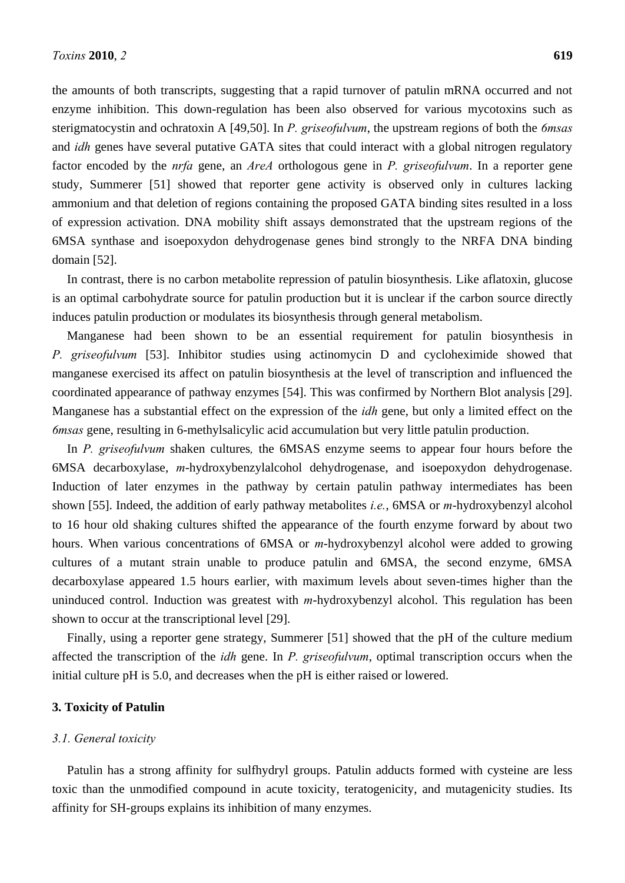the amounts of both transcripts, suggesting that a rapid turnover of patulin mRNA occurred and not enzyme inhibition. This down-regulation has been also observed for various mycotoxins such as sterigmatocystin and ochratoxin A [49,50]. In *P. griseofulvum*, the upstream regions of both the *6msas* and *idh* genes have several putative GATA sites that could interact with a global nitrogen regulatory factor encoded by the *nrfa* gene, an *AreA* orthologous gene in *P. griseofulvum*. In a reporter gene study, Summerer [51] showed that reporter gene activity is observed only in cultures lacking ammonium and that deletion of regions containing the proposed GATA binding sites resulted in a loss of expression activation. DNA mobility shift assays demonstrated that the upstream regions of the 6MSA synthase and isoepoxydon dehydrogenase genes bind strongly to the NRFA DNA binding domain [52].

In contrast, there is no carbon metabolite repression of patulin biosynthesis. Like aflatoxin, glucose is an optimal carbohydrate source for patulin production but it is unclear if the carbon source directly induces patulin production or modulates its biosynthesis through general metabolism.

Manganese had been shown to be an essential requirement for patulin biosynthesis in *P. griseofulvum* [53]. Inhibitor studies using actinomycin D and cycloheximide showed that manganese exercised its affect on patulin biosynthesis at the level of transcription and influenced the coordinated appearance of pathway enzymes [54]. This was confirmed by Northern Blot analysis [29]. Manganese has a substantial effect on the expression of the *idh* gene, but only a limited effect on the *6msas* gene, resulting in 6-methylsalicylic acid accumulation but very little patulin production.

In *P. griseofulvum* shaken cultures, the 6MSAS enzyme seems to appear four hours before the 6MSA decarboxylase, *m*-hydroxybenzylalcohol dehydrogenase, and isoepoxydon dehydrogenase. Induction of later enzymes in the pathway by certain patulin pathway intermediates has been shown [55]. Indeed, the addition of early pathway metabolites *i.e.*, 6MSA or *m*-hydroxybenzyl alcohol to 16 hour old shaking cultures shifted the appearance of the fourth enzyme forward by about two hours. When various concentrations of 6MSA or *m*-hydroxybenzyl alcohol were added to growing cultures of a mutant strain unable to produce patulin and 6MSA, the second enzyme, 6MSA decarboxylase appeared 1.5 hours earlier, with maximum levels about seven-times higher than the uninduced control. Induction was greatest with *m*-hydroxybenzyl alcohol. This regulation has been shown to occur at the transcriptional level [29].

Finally, using a reporter gene strategy, Summerer [51] showed that the pH of the culture medium affected the transcription of the *idh* gene. In *P. griseofulvum*, optimal transcription occurs when the initial culture pH is 5.0, and decreases when the pH is either raised or lowered.

## 3. Toxicity of Patulin

### 3.1. General toxicity

Patulin has a strong affinity for sulfhydryl groups. Patulin adducts formed with cysteine are less toxic than the unmodified compound in acute toxicity, teratogenicity, and mutagenicity studies. Its affinity for SH-groups explains its inhibition of many enzymes.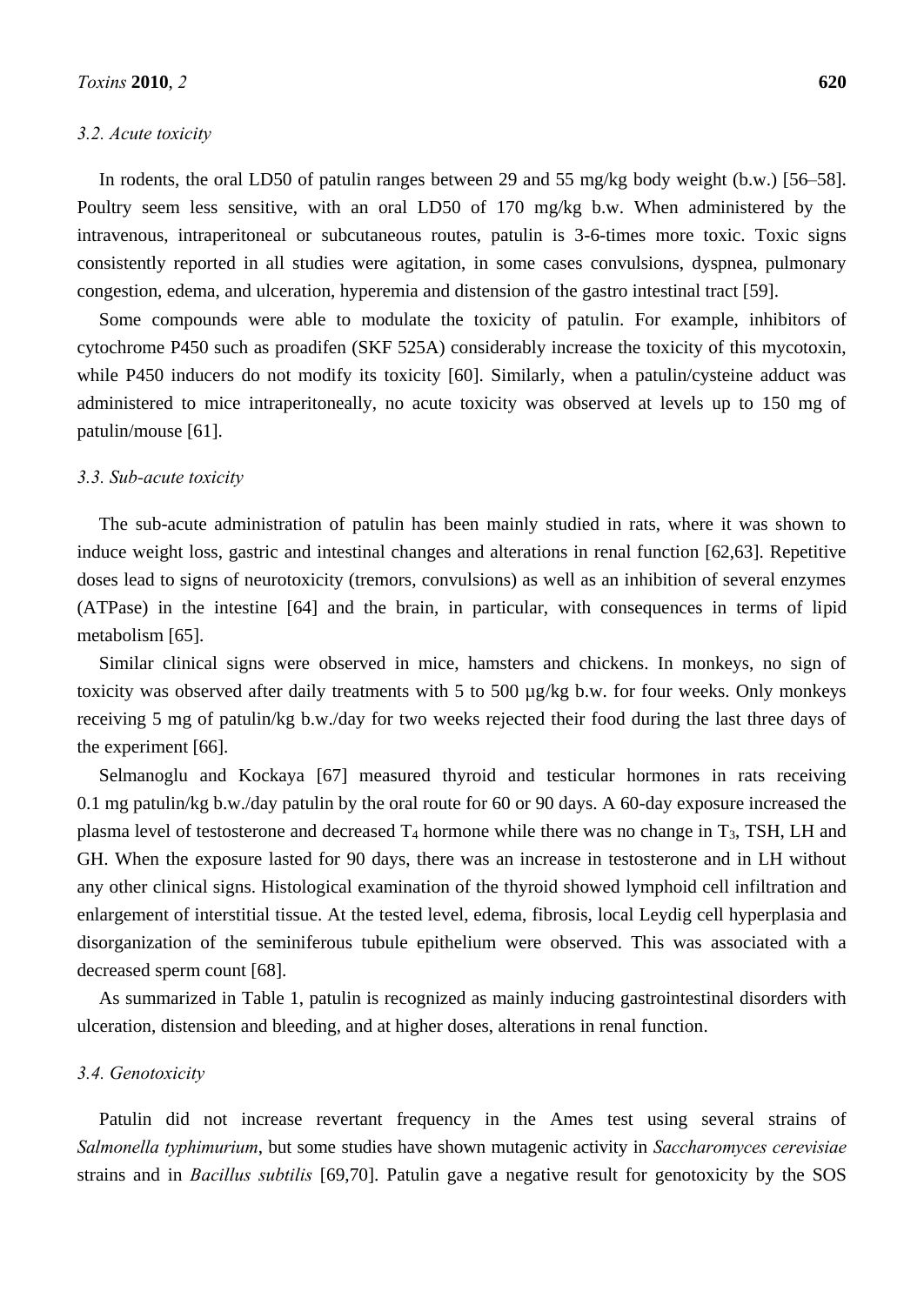### 3.2. Acute toxicity

In rodents, the oral LD50 of patulin ranges between 29 and 55 mg/kg body weight (b.w.) [56–58]. Poultry seem less sensitive, with an oral LD50 of 170 mg/kg b.w. When administered by the intravenous, intraperitoneal or subcutaneous routes, patulin is 3-6-times more toxic. Toxic signs consistently reported in all studies were agitation, in some cases convulsions, dyspnea, pulmonary congestion, edema, and ulceration, hyperemia and distension of the gastro intestinal tract [59].

Some compounds were able to modulate the toxicity of patulin. For example, inhibitors of cytochrome P450 such as proadifen (SKF 525A) considerably increase the toxicity of this mycotoxin, while P450 inducers do not modify its toxicity [60]. Similarly, when a patulin/cysteine adduct was administered to mice intraperitoneally, no acute toxicity was observed at levels up to 150 mg of patulin/mouse [61].

### 3.3. Sub-acute toxicity

The sub-acute administration of patulin has been mainly studied in rats, where it was shown to induce weight loss, gastric and intestinal changes and alterations in renal function [62,63]. Repetitive doses lead to signs of neurotoxicity (tremors, convulsions) as well as an inhibition of several enzymes (ATPase) in the intestine [64] and the brain, in particular, with consequences in terms of lipid metabolism [65].

Similar clinical signs were observed in mice, hamsters and chickens. In monkeys, no sign of toxicity was observed after daily treatments with 5 to 500 µg/kg b.w. for four weeks. Only monkeys receiving 5 mg of patulin/kg b.w./day for two weeks rejected their food during the last three days of the experiment [66].

Selmanoglu and Kockaya [67] measured thyroid and testicular hormones in rats receiving 0.1 mg patulin/kg b.w./day patulin by the oral route for 60 or 90 days. A 60-day exposure increased the plasma level of testosterone and decreased $T_4$ hormone while there was no change in $T_3$, TSH, LH and GH. When the exposure lasted for 90 days, there was an increase in testosterone and in LH without any other clinical signs. Histological examination of the thyroid showed lymphoid cell infiltration and enlargement of interstitial tissue. At the tested level, edema, fibrosis, local Leydig cell hyperplasia and disorganization of the seminiferous tubule epithelium were observed. This was associated with a decreased sperm count [68].

As summarized in Table 1, patulin is recognized as mainly inducing gastrointestinal disorders with ulceration, distension and bleeding, and at higher doses, alterations in renal function.

### 3.4. Genotoxicity

Patulin did not increase revertant frequency in the Ames test using several strains of *Salmonella typhimurium*, but some studies have shown mutagenic activity in *Saccharomyces cerevisiae* strains and in *Bacillus subtilis* [69,70]. Patulin gave a negative result for genotoxicity by the SOS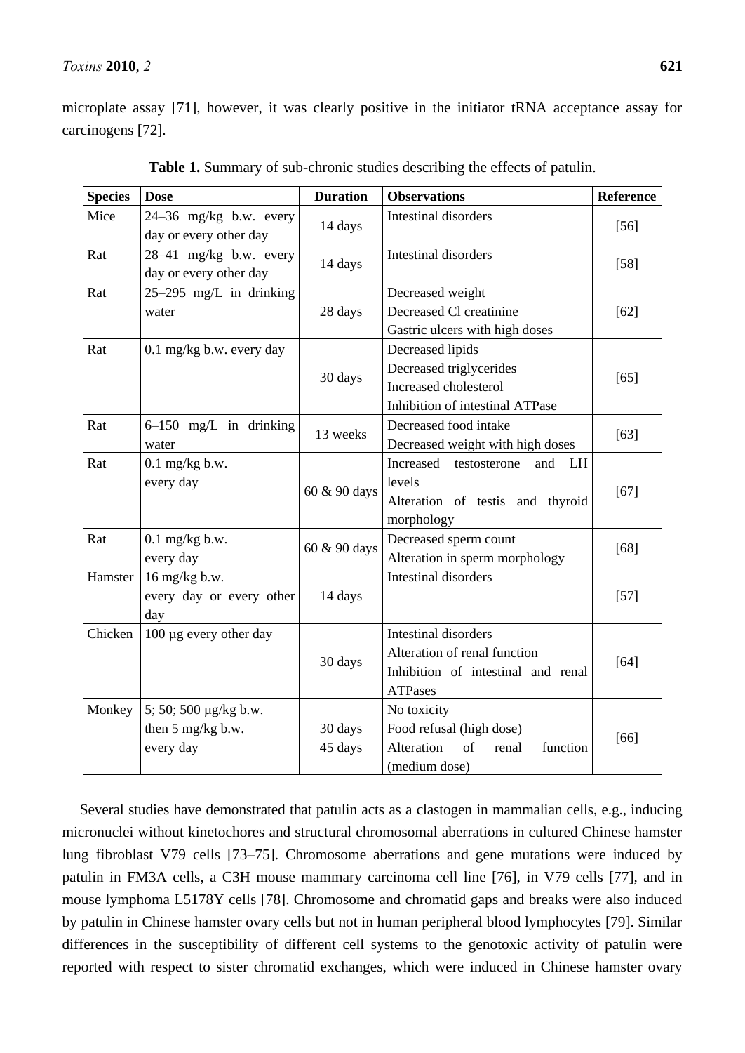microplate assay [71], however, it was clearly positive in the initiator tRNA acceptance assay for carcinogens [72].

**Table 1.** Summary of sub-chronic studies describing the effects of patulin.

| Species | Dose | Duration | Observations | Reference |
|---|---|---|---|---|
| Mice | 24–36 mg/kg b.w. every day or every other day | 14 days | Intestinal disorders | [56] |
| Rat | 28–41 mg/kg b.w. every day or every other day | 14 days | Intestinal disorders | [58] |
| Rat | 25–295 mg/L in drinking water | 28 days | Decreased weight<br>Decreased Cl creatinine<br>Gastric ulcers with high doses | [62] |
| Rat | 0.1 mg/kg b.w. every day | 30 days | Decreased lipids<br>Decreased triglycerides<br>Increased cholesterol<br>Inhibition of intestinal ATPase | [65] |
| Rat | 6–150 mg/L in drinking water | 13 weeks | Decreased food intake<br>Decreased weight with high doses | [63] |
| Rat | 0.1 mg/kg b.w.<br>every day | 60 & 90 days | Increased testosterone and LH levels<br>Alteration of testis and thyroid morphology | [67] |
| Rat | 0.1 mg/kg b.w.<br>every day | 60 & 90 days | Decreased sperm count<br>Alteration in sperm morphology | [68] |
| Hamster | 16 mg/kg b.w.<br>every day or every other day | 14 days | Intestinal disorders | [57] |
| Chicken | 100 µg every other day | 30 days | Intestinal disorders<br>Alteration of renal function<br>Inhibition of intestinal and renal ATPases | [64] |
| Monkey | 5; 50; 500 µg/kg b.w.<br>then 5 mg/kg b.w.<br>every day | 30 days<br>45 days | No toxicity<br>Food refusal (high dose)<br>Alteration of renal function (medium dose) | [66] |

Several studies have demonstrated that patulin acts as a clastogen in mammalian cells, e.g., inducing micronuclei without kinetochores and structural chromosomal aberrations in cultured Chinese hamster lung fibroblast V79 cells [73–75]. Chromosome aberrations and gene mutations were induced by patulin in FM3A cells, a C3H mouse mammary carcinoma cell line [76], in V79 cells [77], and in mouse lymphoma L5178Y cells [78]. Chromosome and chromatid gaps and breaks were also induced by patulin in Chinese hamster ovary cells but not in human peripheral blood lymphocytes [79]. Similar differences in the susceptibility of different cell systems to the genotoxic activity of patulin were reported with respect to sister chromatid exchanges, which were induced in Chinese hamster ovary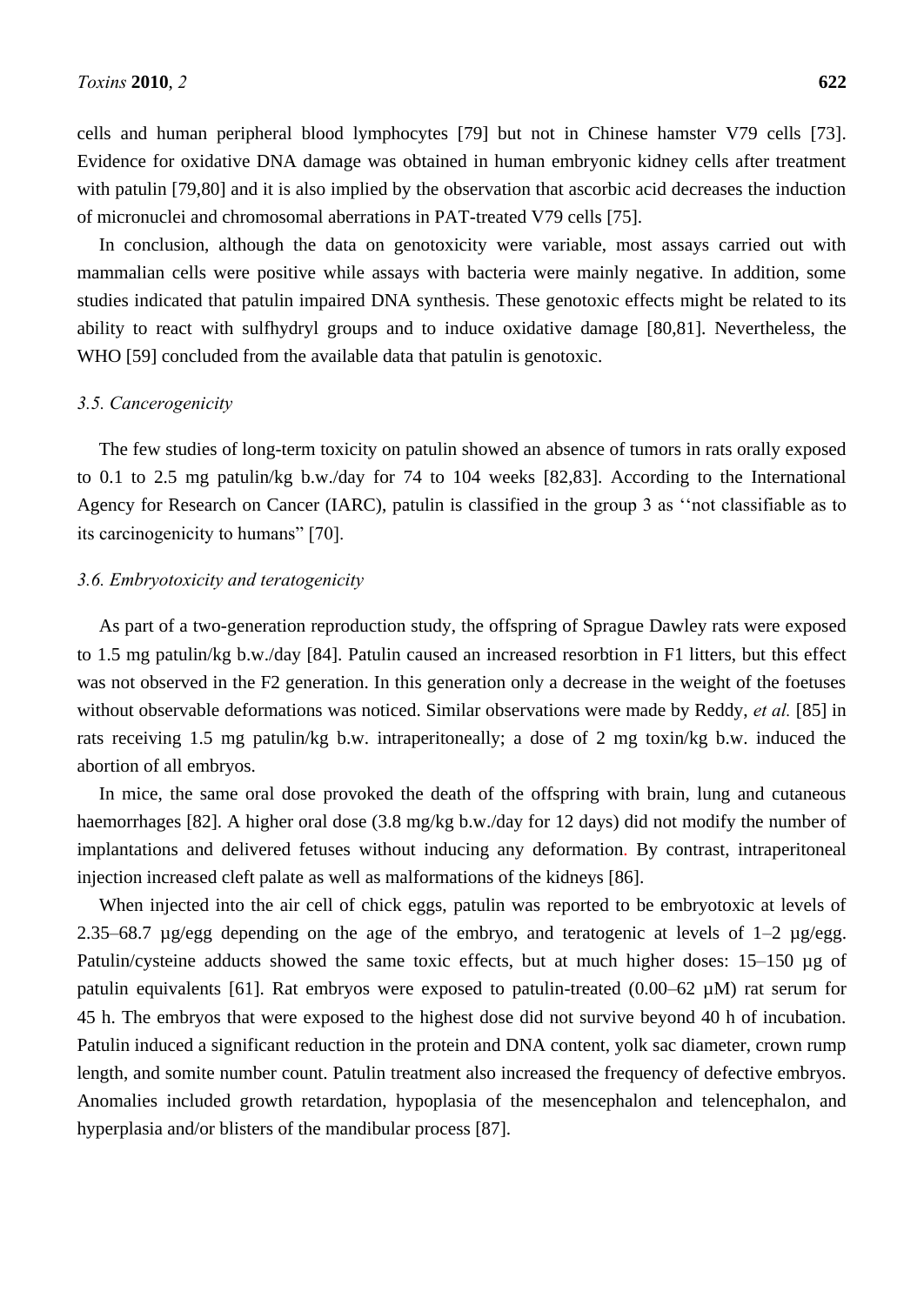cells and human peripheral blood lymphocytes [79] but not in Chinese hamster V79 cells [73]. Evidence for oxidative DNA damage was obtained in human embryonic kidney cells after treatment with patulin [79,80] and it is also implied by the observation that ascorbic acid decreases the induction of micronuclei and chromosomal aberrations in PAT-treated V79 cells [75].

In conclusion, although the data on genotoxicity were variable, most assays carried out with mammalian cells were positive while assays with bacteria were mainly negative. In addition, some studies indicated that patulin impaired DNA synthesis. These genotoxic effects might be related to its ability to react with sulfhydryl groups and to induce oxidative damage [80,81]. Nevertheless, the WHO [59] concluded from the available data that patulin is genotoxic.

### *3.5. Cancerogenicity*

The few studies of long-term toxicity on patulin showed an absence of tumors in rats orally exposed to 0.1 to 2.5 mg patulin/kg b.w./day for 74 to 104 weeks [82,83]. According to the International Agency for Research on Cancer (IARC), patulin is classified in the group 3 as ''not classifiable as to its carcinogenicity to humans" [70].

### *3.6. Embryotoxicity and teratogenicity*

As part of a two-generation reproduction study, the offspring of Sprague Dawley rats were exposed to 1.5 mg patulin/kg b.w./day [84]. Patulin caused an increased resorbtion in F1 litters, but this effect was not observed in the F2 generation. In this generation only a decrease in the weight of the foetuses without observable deformations was noticed. Similar observations were made by Reddy, *et al.* [85] in rats receiving 1.5 mg patulin/kg b.w. intraperitoneally; a dose of 2 mg toxin/kg b.w. induced the abortion of all embryos.

In mice, the same oral dose provoked the death of the offspring with brain, lung and cutaneous haemorrhages [82]. A higher oral dose (3.8 mg/kg b.w./day for 12 days) did not modify the number of implantations and delivered fetuses without inducing any deformation. By contrast, intraperitoneal injection increased cleft palate as well as malformations of the kidneys [86].

When injected into the air cell of chick eggs, patulin was reported to be embryotoxic at levels of 2.35–68.7 µg/egg depending on the age of the embryo, and teratogenic at levels of 1–2 µg/egg. Patulin/cysteine adducts showed the same toxic effects, but at much higher doses: 15–150 µg of patulin equivalents [61]. Rat embryos were exposed to patulin-treated (0.00–62 µM) rat serum for 45 h. The embryos that were exposed to the highest dose did not survive beyond 40 h of incubation. Patulin induced a significant reduction in the protein and DNA content, yolk sac diameter, crown rump length, and somite number count. Patulin treatment also increased the frequency of defective embryos. Anomalies included growth retardation, hypoplasia of the mesencephalon and telencephalon, and hyperplasia and/or blisters of the mandibular process [87].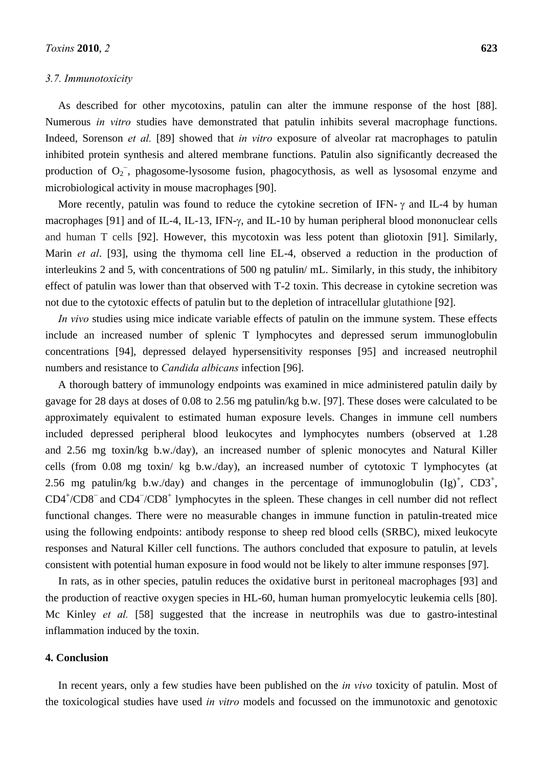### 3.7. Immunotoxicity

As described for other mycotoxins, patulin can alter the immune response of the host [88]. Numerous *in vitro* studies have demonstrated that patulin inhibits several macrophage functions. Indeed, Sorenson *et al.* [89] showed that *in vitro* exposure of alveolar rat macrophages to patulin inhibited protein synthesis and altered membrane functions. Patulin also significantly decreased the production of $O_2^-$, phagosome-lysosome fusion, phagocythosis, as well as lysosomal enzyme and microbiological activity in mouse macrophages [90].

More recently, patulin was found to reduce the cytokine secretion of IFN-$\gamma$ and IL-4 by human macrophages [91] and of IL-4, IL-13, IFN-$\gamma$, and IL-10 by human peripheral blood mononuclear cells and human T cells [92]. However, this mycotoxin was less potent than gliotoxin [91]. Similarly, Marin *et al*. [93], using the thymoma cell line EL-4, observed a reduction in the production of interleukins 2 and 5, with concentrations of 500 ng patulin/ mL. Similarly, in this study, the inhibitory effect of patulin was lower than that observed with T-2 toxin. This decrease in cytokine secretion was not due to the cytotoxic effects of patulin but to the depletion of intracellular glutathione [92].

*In vivo* studies using mice indicate variable effects of patulin on the immune system. These effects include an increased number of splenic T lymphocytes and depressed serum immunoglobulin concentrations [94], depressed delayed hypersensitivity responses [95] and increased neutrophil numbers and resistance to *Candida albicans* infection [96].

A thorough battery of immunology endpoints was examined in mice administered patulin daily by gavage for 28 days at doses of 0.08 to 2.56 mg patulin/kg b.w. [97]. These doses were calculated to be approximately equivalent to estimated human exposure levels. Changes in immune cell numbers included depressed peripheral blood leukocytes and lymphocytes numbers (observed at 1.28 and 2.56 mg toxin/kg b.w./day), an increased number of splenic monocytes and Natural Killer cells (from 0.08 mg toxin/ kg b.w./day), an increased number of cytotoxic T lymphocytes (at 2.56 mg patulin/kg b.w./day) and changes in the percentage of immunoglobulin $(Ig)^+$, $CD3^+$, $CD4^+/CD8^-$ and $CD4^-/CD8^+$ lymphocytes in the spleen. These changes in cell number did not reflect functional changes. There were no measurable changes in immune function in patulin-treated mice using the following endpoints: antibody response to sheep red blood cells (SRBC), mixed leukocyte responses and Natural Killer cell functions. The authors concluded that exposure to patulin, at levels consistent with potential human exposure in food would not be likely to alter immune responses [97].

In rats, as in other species, patulin reduces the oxidative burst in peritoneal macrophages [93] and the production of reactive oxygen species in HL-60, human human promyelocytic leukemia cells [80]. Mc Kinley *et al.* [58] suggested that the increase in neutrophils was due to gastro-intestinal inflammation induced by the toxin.

## 4. Conclusion

In recent years, only a few studies have been published on the *in vivo* toxicity of patulin. Most of the toxicological studies have used *in vitro* models and focussed on the immunotoxic and genotoxic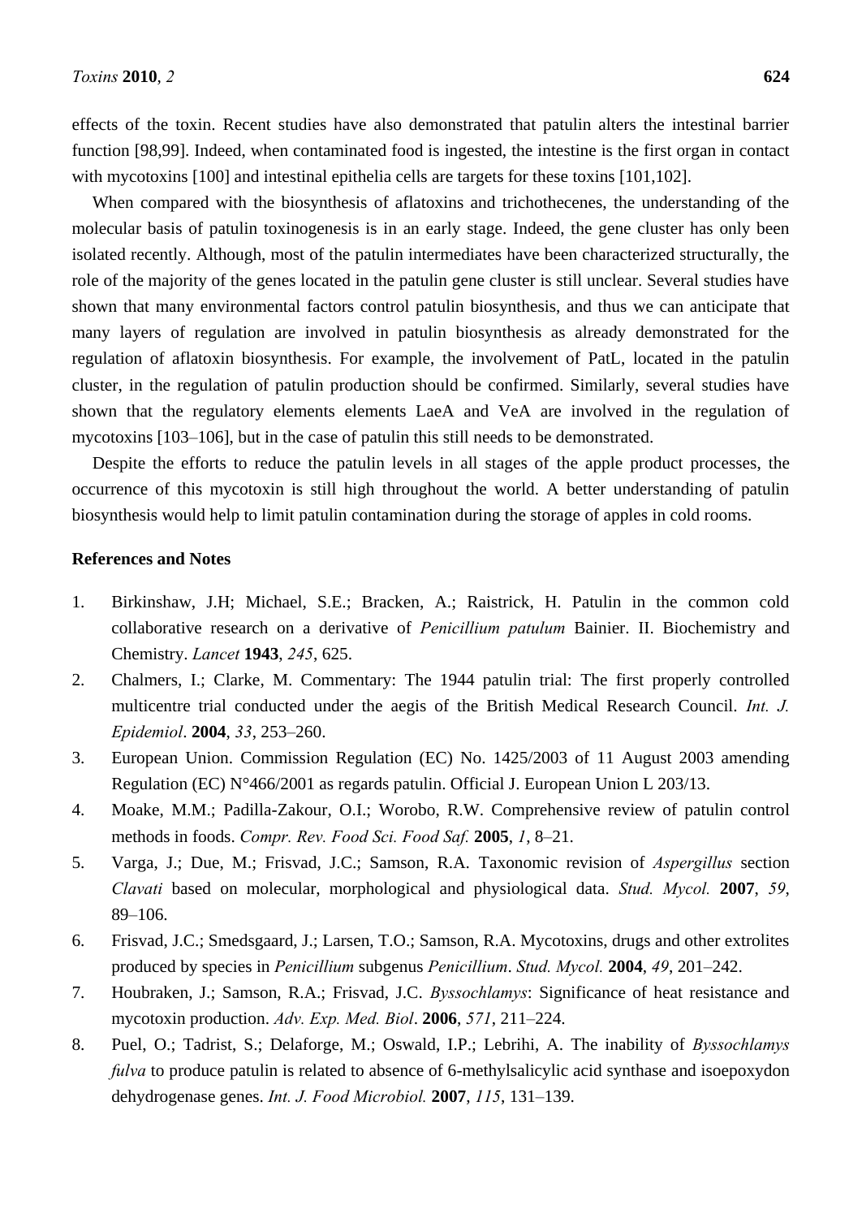effects of the toxin. Recent studies have also demonstrated that patulin alters the intestinal barrier function [98,99]. Indeed, when contaminated food is ingested, the intestine is the first organ in contact with mycotoxins [100] and intestinal epithelia cells are targets for these toxins [101,102].

When compared with the biosynthesis of aflatoxins and trichothecenes, the understanding of the molecular basis of patulin toxinogenesis is in an early stage. Indeed, the gene cluster has only been isolated recently. Although, most of the patulin intermediates have been characterized structurally, the role of the majority of the genes located in the patulin gene cluster is still unclear. Several studies have shown that many environmental factors control patulin biosynthesis, and thus we can anticipate that many layers of regulation are involved in patulin biosynthesis as already demonstrated for the regulation of aflatoxin biosynthesis. For example, the involvement of PatL, located in the patulin cluster, in the regulation of patulin production should be confirmed. Similarly, several studies have shown that the regulatory elements elements LaeA and VeA are involved in the regulation of mycotoxins [103–106], but in the case of patulin this still needs to be demonstrated.

Despite the efforts to reduce the patulin levels in all stages of the apple product processes, the occurrence of this mycotoxin is still high throughout the world. A better understanding of patulin biosynthesis would help to limit patulin contamination during the storage of apples in cold rooms.

**References and Notes**

1. Birkinshaw, J.H; Michael, S.E.; Bracken, A.; Raistrick, H. Patulin in the common cold collaborative research on a derivative of *Penicillium patulum* Bainier. II. Biochemistry and Chemistry. *Lancet* **1943**, *245*, 625.
2. Chalmers, I.; Clarke, M. Commentary: The 1944 patulin trial: The first properly controlled multicentre trial conducted under the aegis of the British Medical Research Council. *Int. J. Epidemiol*. **2004**, *33*, 253–260.
3. European Union. Commission Regulation (EC) No. 1425/2003 of 11 August 2003 amending Regulation (EC) N°466/2001 as regards patulin. Official J. European Union L 203/13.
4. Moake, M.M.; Padilla-Zakour, O.I.; Worobo, R.W. Comprehensive review of patulin control methods in foods. *Compr. Rev. Food Sci. Food Saf.* **2005**, *1*, 8–21.
5. Varga, J.; Due, M.; Frisvad, J.C.; Samson, R.A. Taxonomic revision of *Aspergillus* section *Clavati* based on molecular, morphological and physiological data. *Stud. Mycol.* **2007**, *59*, 89–106.
6. Frisvad, J.C.; Smedsgaard, J.; Larsen, T.O.; Samson, R.A. Mycotoxins, drugs and other extrolites produced by species in *Penicillium* subgenus *Penicillium*. *Stud. Mycol.* **2004**, *49*, 201–242.
7. Houbraken, J.; Samson, R.A.; Frisvad, J.C. *Byssochlamys*: Significance of heat resistance and mycotoxin production. *Adv. Exp. Med. Biol*. **2006**, *571*, 211–224.
8. Puel, O.; Tadrist, S.; Delaforge, M.; Oswald, I.P.; Lebrihi, A. The inability of *Byssochlamys fulva* to produce patulin is related to absence of 6-methylsalicylic acid synthase and isoepoxydon dehydrogenase genes. *Int. J. Food Microbiol.* **2007**, *115*, 131–139.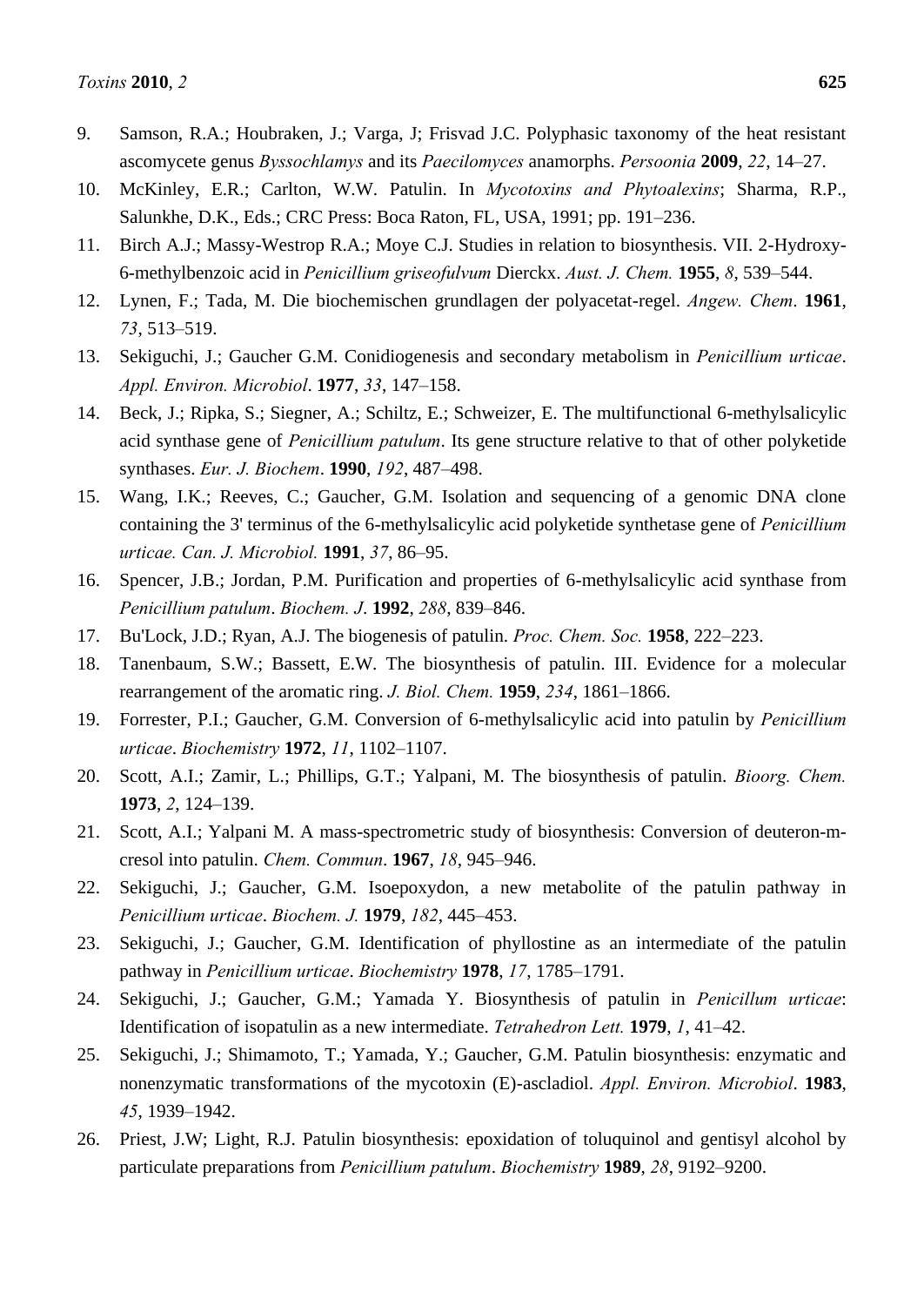9. Samson, R.A.; Houbraken, J.; Varga, J; Frisvad J.C. Polyphasic taxonomy of the heat resistant ascomycete genus *Byssochlamys* and its *Paecilomyces* anamorphs. *Persoonia* **2009**, *22*, 14–27.
10. McKinley, E.R.; Carlton, W.W. Patulin. In *Mycotoxins and Phytoalexins*; Sharma, R.P., Salunkhe, D.K., Eds.; CRC Press: Boca Raton, FL, USA, 1991; pp. 191–236.
11. Birch A.J.; Massy-Westrop R.A.; Moye C.J. Studies in relation to biosynthesis. VII. 2-Hydroxy-6-methylbenzoic acid in *Penicillium griseofulvum* Dierckx. *Aust. J. Chem.* **1955**, *8*, 539–544.
12. Lynen, F.; Tada, M. Die biochemischen grundlagen der polyacetat-regel. *Angew. Chem*. **1961**, *73*, 513–519.
13. Sekiguchi, J.; Gaucher G.M. Conidiogenesis and secondary metabolism in *Penicillium urticae*. *Appl. Environ. Microbiol*. **1977**, *33*, 147–158.
14. Beck, J.; Ripka, S.; Siegner, A.; Schiltz, E.; Schweizer, E. The multifunctional 6-methylsalicylic acid synthase gene of *Penicillium patulum*. Its gene structure relative to that of other polyketide synthases. *Eur. J. Biochem*. **1990**, *192*, 487–498.
15. Wang, I.K.; Reeves, C.; Gaucher, G.M. Isolation and sequencing of a genomic DNA clone containing the 3' terminus of the 6-methylsalicylic acid polyketide synthetase gene of *Penicillium urticae. Can. J. Microbiol.* **1991**, *37*, 86–95.
16. Spencer, J.B.; Jordan, P.M. Purification and properties of 6-methylsalicylic acid synthase from *Penicillium patulum*. *Biochem. J*. **1992**, *288*, 839–846.
17. Bu'Lock, J.D.; Ryan, A.J. The biogenesis of patulin. *Proc. Chem. Soc.* **1958**, 222–223.
18. Tanenbaum, S.W.; Bassett, E.W. The biosynthesis of patulin. III. Evidence for a molecular rearrangement of the aromatic ring. *J. Biol. Chem.* **1959**, *234*, 1861–1866.
19. Forrester, P.I.; Gaucher, G.M. Conversion of 6-methylsalicylic acid into patulin by *Penicillium urticae*. *Biochemistry* **1972**, *11*, 1102–1107.
20. Scott, A.I.; Zamir, L.; Phillips, G.T.; Yalpani, M. The biosynthesis of patulin. *Bioorg. Chem.* **1973**, *2*, 124–139.
21. Scott, A.I.; Yalpani M. A mass-spectrometric study of biosynthesis: Conversion of deuteron-m-cresol into patulin. *Chem. Commun*. **1967**, *18*, 945–946.
22. Sekiguchi, J.; Gaucher, G.M. Isoepoxydon, a new metabolite of the patulin pathway in *Penicillium urticae*. *Biochem. J.* **1979**, *182*, 445–453.
23. Sekiguchi, J.; Gaucher, G.M. Identification of phyllostine as an intermediate of the patulin pathway in *Penicillium urticae*. *Biochemistry* **1978**, *17*, 1785–1791.
24. Sekiguchi, J.; Gaucher, G.M.; Yamada Y. Biosynthesis of patulin in *Penicillum urticae*: Identification of isopatulin as a new intermediate. *Tetrahedron Lett.* **1979**, *1*, 41–42.
25. Sekiguchi, J.; Shimamoto, T.; Yamada, Y.; Gaucher, G.M. Patulin biosynthesis: enzymatic and nonenzymatic transformations of the mycotoxin (E)-ascladiol. *Appl. Environ. Microbiol*. **1983**, *45*, 1939–1942.
26. Priest, J.W; Light, R.J. Patulin biosynthesis: epoxidation of toluquinol and gentisyl alcohol by particulate preparations from *Penicillium patulum*. *Biochemistry* **1989**, *28*, 9192–9200.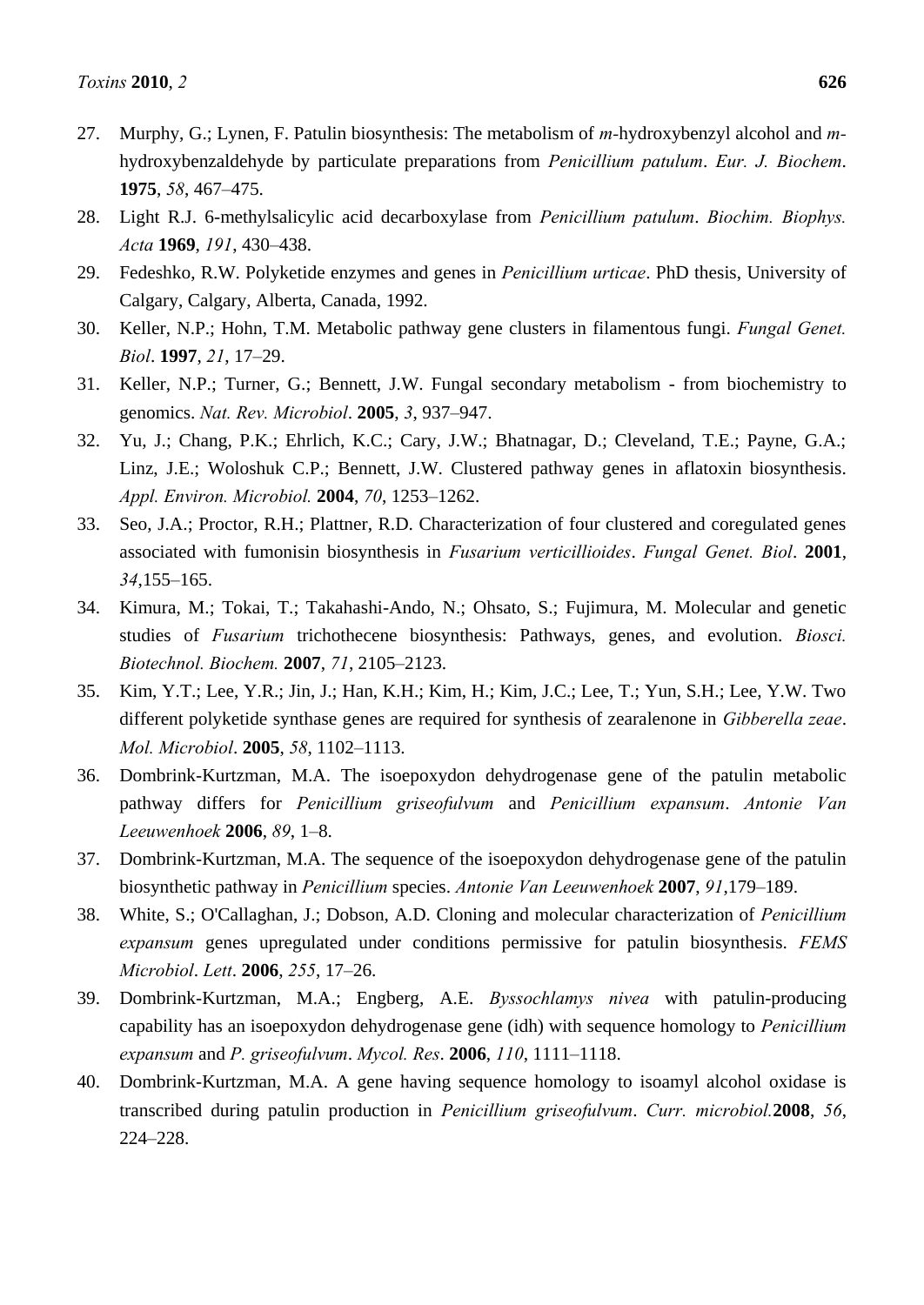27. Murphy, G.; Lynen, F. Patulin biosynthesis: The metabolism of *m*-hydroxybenzyl alcohol and *m*-hydroxybenzaldehyde by particulate preparations from *Penicillium patulum*. *Eur. J. Biochem*. **1975**, *58*, 467–475.
28. Light R.J. 6-methylsalicylic acid decarboxylase from *Penicillium patulum*. *Biochim. Biophys. Acta* **1969**, *191*, 430–438.
29. Fedeshko, R.W. Polyketide enzymes and genes in *Penicillium urticae*. PhD thesis, University of Calgary, Calgary, Alberta, Canada, 1992.
30. Keller, N.P.; Hohn, T.M. Metabolic pathway gene clusters in filamentous fungi. *Fungal Genet. Biol*. **1997**, *21*, 17–29.
31. Keller, N.P.; Turner, G.; Bennett, J.W. Fungal secondary metabolism - from biochemistry to genomics. *Nat. Rev. Microbiol*. **2005**, *3*, 937–947.
32. Yu, J.; Chang, P.K.; Ehrlich, K.C.; Cary, J.W.; Bhatnagar, D.; Cleveland, T.E.; Payne, G.A.; Linz, J.E.; Woloshuk C.P.; Bennett, J.W. Clustered pathway genes in aflatoxin biosynthesis. *Appl. Environ. Microbiol.* **2004**, *70*, 1253–1262.
33. Seo, J.A.; Proctor, R.H.; Plattner, R.D. Characterization of four clustered and coregulated genes associated with fumonisin biosynthesis in *Fusarium verticillioides*. *Fungal Genet. Biol*. **2001**, *34*,155–165.
34. Kimura, M.; Tokai, T.; Takahashi-Ando, N.; Ohsato, S.; Fujimura, M. Molecular and genetic studies of *Fusarium* trichothecene biosynthesis: Pathways, genes, and evolution. *Biosci. Biotechnol. Biochem.* **2007**, *71*, 2105–2123.
35. Kim, Y.T.; Lee, Y.R.; Jin, J.; Han, K.H.; Kim, H.; Kim, J.C.; Lee, T.; Yun, S.H.; Lee, Y.W. Two different polyketide synthase genes are required for synthesis of zearalenone in *Gibberella zeae*. *Mol. Microbiol*. **2005**, *58*, 1102–1113.
36. Dombrink-Kurtzman, M.A. The isoepoxydon dehydrogenase gene of the patulin metabolic pathway differs for *Penicillium griseofulvum* and *Penicillium expansum*. *Antonie Van Leeuwenhoek* **2006**, *89*, 1–8.
37. Dombrink-Kurtzman, M.A. The sequence of the isoepoxydon dehydrogenase gene of the patulin biosynthetic pathway in *Penicillium* species. *Antonie Van Leeuwenhoek* **2007**, *91*,179–189.
38. White, S.; O'Callaghan, J.; Dobson, A.D. Cloning and molecular characterization of *Penicillium expansum* genes upregulated under conditions permissive for patulin biosynthesis. *FEMS Microbiol*. *Lett*. **2006**, *255*, 17–26.
39. Dombrink-Kurtzman, M.A.; Engberg, A.E. *Byssochlamys nivea* with patulin-producing capability has an isoepoxydon dehydrogenase gene (idh) with sequence homology to *Penicillium expansum* and *P. griseofulvum*. *Mycol. Res*. **2006**, *110*, 1111–1118.
40. Dombrink-Kurtzman, M.A. A gene having sequence homology to isoamyl alcohol oxidase is transcribed during patulin production in *Penicillium griseofulvum*. *Curr. microbiol.***2008**, *56*, 224–228.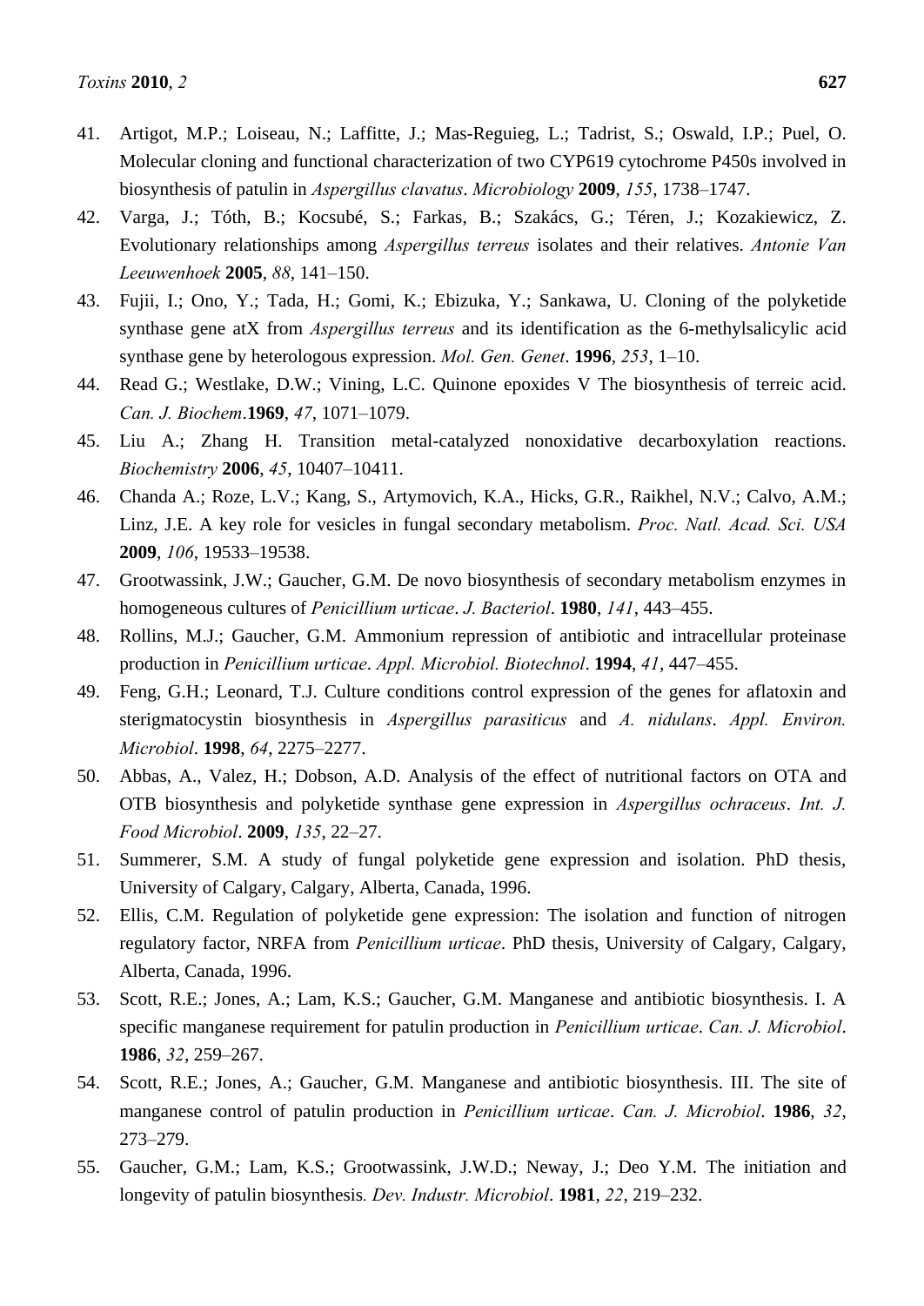41. Artigot, M.P.; Loiseau, N.; Laffitte, J.; Mas-Reguieg, L.; Tadrist, S.; Oswald, I.P.; Puel, O. Molecular cloning and functional characterization of two CYP619 cytochrome P450s involved in biosynthesis of patulin in *Aspergillus clavatus*. *Microbiology* **2009**, *155*, 1738–1747.
42. Varga, J.; Tóth, B.; Kocsubé, S.; Farkas, B.; Szakács, G.; Téren, J.; Kozakiewicz, Z. Evolutionary relationships among *Aspergillus terreus* isolates and their relatives. *Antonie Van Leeuwenhoek* **2005**, *88*, 141–150.
43. Fujii, I.; Ono, Y.; Tada, H.; Gomi, K.; Ebizuka, Y.; Sankawa, U. Cloning of the polyketide synthase gene atX from *Aspergillus terreus* and its identification as the 6-methylsalicylic acid synthase gene by heterologous expression. *Mol. Gen. Genet*. **1996**, *253*, 1–10.
44. Read G.; Westlake, D.W.; Vining, L.C. Quinone epoxides V The biosynthesis of terreic acid. *Can. J. Biochem*.**1969**, *47*, 1071–1079.
45. Liu A.; Zhang H. Transition metal-catalyzed nonoxidative decarboxylation reactions. *Biochemistry* **2006**, *45*, 10407–10411.
46. Chanda A.; Roze, L.V.; Kang, S., Artymovich, K.A., Hicks, G.R., Raikhel, N.V.; Calvo, A.M.; Linz, J.E. A key role for vesicles in fungal secondary metabolism. *Proc. Natl. Acad. Sci. USA* **2009**, *106*, 19533–19538.
47. Grootwassink, J.W.; Gaucher, G.M. De novo biosynthesis of secondary metabolism enzymes in homogeneous cultures of *Penicillium urticae*. *J. Bacteriol*. **1980**, *141*, 443–455.
48. Rollins, M.J.; Gaucher, G.M. Ammonium repression of antibiotic and intracellular proteinase production in *Penicillium urticae*. *Appl. Microbiol. Biotechnol*. **1994**, *41*, 447–455.
49. Feng, G.H.; Leonard, T.J. Culture conditions control expression of the genes for aflatoxin and sterigmatocystin biosynthesis in *Aspergillus parasiticus* and *A. nidulans*. *Appl. Environ. Microbiol*. **1998**, *64*, 2275–2277.
50. Abbas, A., Valez, H.; Dobson, A.D. Analysis of the effect of nutritional factors on OTA and OTB biosynthesis and polyketide synthase gene expression in *Aspergillus ochraceus*. *Int. J. Food Microbiol*. **2009**, *135*, 22–27.
51. Summerer, S.M. A study of fungal polyketide gene expression and isolation. PhD thesis, University of Calgary, Calgary, Alberta, Canada, 1996.
52. Ellis, C.M. Regulation of polyketide gene expression: The isolation and function of nitrogen regulatory factor, NRFA from *Penicillium urticae*. PhD thesis, University of Calgary, Calgary, Alberta, Canada, 1996.
53. Scott, R.E.; Jones, A.; Lam, K.S.; Gaucher, G.M. Manganese and antibiotic biosynthesis. I. A specific manganese requirement for patulin production in *Penicillium urticae*. *Can. J. Microbiol*. **1986**, *32*, 259–267.
54. Scott, R.E.; Jones, A.; Gaucher, G.M. Manganese and antibiotic biosynthesis. III. The site of manganese control of patulin production in *Penicillium urticae*. *Can. J. Microbiol*. **1986**, *32*, 273–279.
55. Gaucher, G.M.; Lam, K.S.; Grootwassink, J.W.D.; Neway, J.; Deo Y.M. The initiation and longevity of patulin biosynthesis. *Dev. Industr. Microbiol*. **1981**, *22*, 219–232.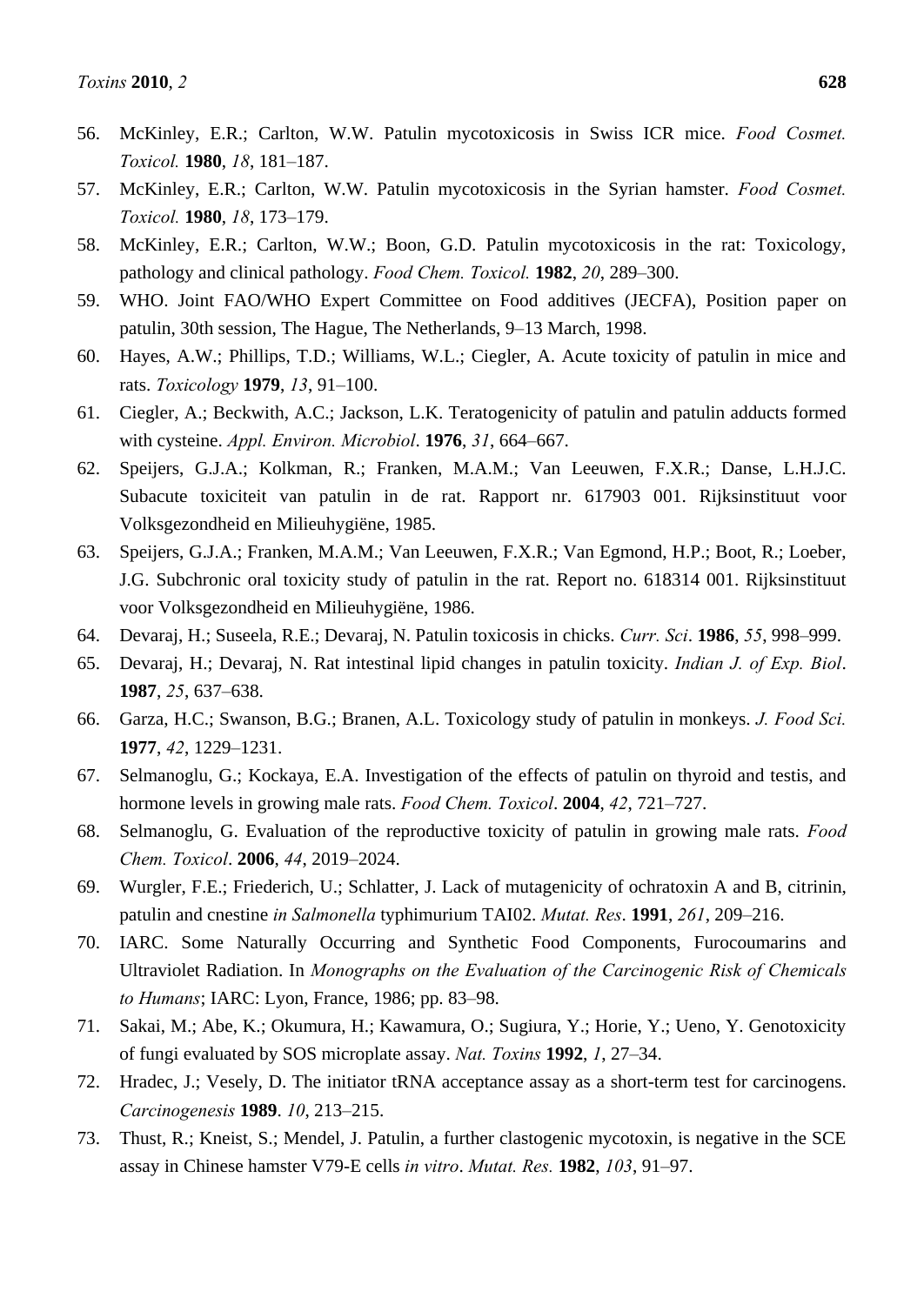56. McKinley, E.R.; Carlton, W.W. Patulin mycotoxicosis in Swiss ICR mice. *Food Cosmet. Toxicol.* **1980**, *18*, 181–187.
57. McKinley, E.R.; Carlton, W.W. Patulin mycotoxicosis in the Syrian hamster. *Food Cosmet. Toxicol.* **1980**, *18*, 173–179.
58. McKinley, E.R.; Carlton, W.W.; Boon, G.D. Patulin mycotoxicosis in the rat: Toxicology, pathology and clinical pathology. *Food Chem. Toxicol.* **1982**, *20*, 289–300.
59. WHO. Joint FAO/WHO Expert Committee on Food additives (JECFA), Position paper on patulin, 30th session, The Hague, The Netherlands, 9–13 March, 1998.
60. Hayes, A.W.; Phillips, T.D.; Williams, W.L.; Ciegler, A. Acute toxicity of patulin in mice and rats. *Toxicology* **1979**, *13*, 91–100.
61. Ciegler, A.; Beckwith, A.C.; Jackson, L.K. Teratogenicity of patulin and patulin adducts formed with cysteine. *Appl. Environ. Microbiol*. **1976**, *31*, 664–667.
62. Speijers, G.J.A.; Kolkman, R.; Franken, M.A.M.; Van Leeuwen, F.X.R.; Danse, L.H.J.C. Subacute toxiciteit van patulin in de rat. Rapport nr. 617903 001. Rijksinstituut voor Volksgezondheid en Milieuhygiëne, 1985.
63. Speijers, G.J.A.; Franken, M.A.M.; Van Leeuwen, F.X.R.; Van Egmond, H.P.; Boot, R.; Loeber, J.G. Subchronic oral toxicity study of patulin in the rat. Report no. 618314 001. Rijksinstituut voor Volksgezondheid en Milieuhygiëne, 1986.
64. Devaraj, H.; Suseela, R.E.; Devaraj, N. Patulin toxicosis in chicks. *Curr. Sci*. **1986**, *55*, 998–999.
65. Devaraj, H.; Devaraj, N. Rat intestinal lipid changes in patulin toxicity. *Indian J. of Exp. Biol*. **1987**, *25*, 637–638.
66. Garza, H.C.; Swanson, B.G.; Branen, A.L. Toxicology study of patulin in monkeys. *J. Food Sci.* **1977**, *42*, 1229–1231.
67. Selmanoglu, G.; Kockaya, E.A. Investigation of the effects of patulin on thyroid and testis, and hormone levels in growing male rats. *Food Chem. Toxicol*. **2004**, *42*, 721–727.
68. Selmanoglu, G. Evaluation of the reproductive toxicity of patulin in growing male rats. *Food Chem. Toxicol*. **2006**, *44*, 2019–2024.
69. Wurgler, F.E.; Friederich, U.; Schlatter, J. Lack of mutagenicity of ochratoxin A and B, citrinin, patulin and cnestine *in Salmonella* typhimurium TAI02. *Mutat. Res*. **1991**, *261*, 209–216.
70. IARC. Some Naturally Occurring and Synthetic Food Components, Furocoumarins and Ultraviolet Radiation. In *Monographs on the Evaluation of the Carcinogenic Risk of Chemicals to Humans*; IARC: Lyon, France, 1986; pp. 83–98.
71. Sakai, M.; Abe, K.; Okumura, H.; Kawamura, O.; Sugiura, Y.; Horie, Y.; Ueno, Y. Genotoxicity of fungi evaluated by SOS microplate assay. *Nat. Toxins* **1992**, *1*, 27–34.
72. Hradec, J.; Vesely, D. The initiator tRNA acceptance assay as a short-term test for carcinogens. *Carcinogenesis* **1989**. *10*, 213–215.
73. Thust, R.; Kneist, S.; Mendel, J. Patulin, a further clastogenic mycotoxin, is negative in the SCE assay in Chinese hamster V79-E cells *in vitro*. *Mutat. Res.* **1982**, *103*, 91–97.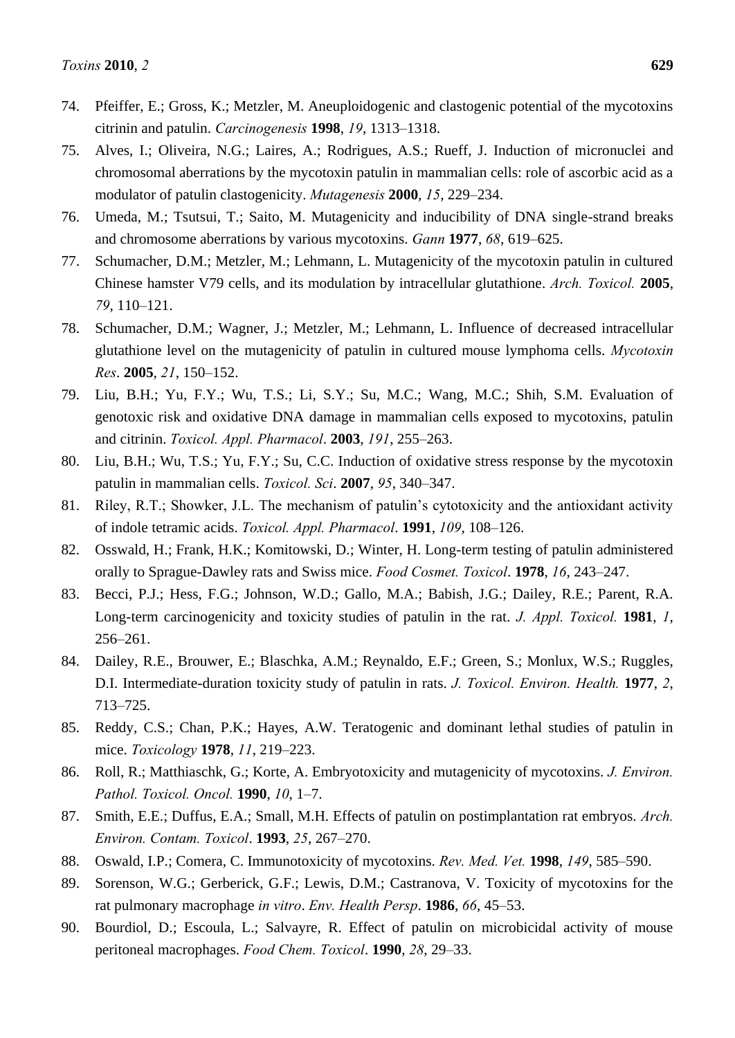74. Pfeiffer, E.; Gross, K.; Metzler, M. Aneuploidogenic and clastogenic potential of the mycotoxins citrinin and patulin. *Carcinogenesis* **1998**, *19*, 1313–1318.
75. Alves, I.; Oliveira, N.G.; Laires, A.; Rodrigues, A.S.; Rueff, J. Induction of micronuclei and chromosomal aberrations by the mycotoxin patulin in mammalian cells: role of ascorbic acid as a modulator of patulin clastogenicity. *Mutagenesis* **2000**, *15*, 229–234.
76. Umeda, M.; Tsutsui, T.; Saito, M. Mutagenicity and inducibility of DNA single-strand breaks and chromosome aberrations by various mycotoxins. *Gann* **1977**, *68*, 619–625.
77. Schumacher, D.M.; Metzler, M.; Lehmann, L. Mutagenicity of the mycotoxin patulin in cultured Chinese hamster V79 cells, and its modulation by intracellular glutathione. *Arch. Toxicol.* **2005**, *79*, 110–121.
78. Schumacher, D.M.; Wagner, J.; Metzler, M.; Lehmann, L. Influence of decreased intracellular glutathione level on the mutagenicity of patulin in cultured mouse lymphoma cells. *Mycotoxin Res*. **2005**, *21*, 150–152.
79. Liu, B.H.; Yu, F.Y.; Wu, T.S.; Li, S.Y.; Su, M.C.; Wang, M.C.; Shih, S.M. Evaluation of genotoxic risk and oxidative DNA damage in mammalian cells exposed to mycotoxins, patulin and citrinin. *Toxicol. Appl. Pharmacol*. **2003**, *191*, 255–263.
80. Liu, B.H.; Wu, T.S.; Yu, F.Y.; Su, C.C. Induction of oxidative stress response by the mycotoxin patulin in mammalian cells. *Toxicol. Sci*. **2007**, *95*, 340–347.
81. Riley, R.T.; Showker, J.L. The mechanism of patulin's cytotoxicity and the antioxidant activity of indole tetramic acids. *Toxicol. Appl. Pharmacol*. **1991**, *109*, 108–126.
82. Osswald, H.; Frank, H.K.; Komitowski, D.; Winter, H. Long-term testing of patulin administered orally to Sprague-Dawley rats and Swiss mice. *Food Cosmet. Toxicol*. **1978**, *16*, 243–247.
83. Becci, P.J.; Hess, F.G.; Johnson, W.D.; Gallo, M.A.; Babish, J.G.; Dailey, R.E.; Parent, R.A. Long-term carcinogenicity and toxicity studies of patulin in the rat. *J. Appl. Toxicol.* **1981**, *1*, 256–261.
84. Dailey, R.E., Brouwer, E.; Blaschka, A.M.; Reynaldo, E.F.; Green, S.; Monlux, W.S.; Ruggles, D.I. Intermediate-duration toxicity study of patulin in rats. *J. Toxicol. Environ. Health.* **1977**, *2*, 713–725.
85. Reddy, C.S.; Chan, P.K.; Hayes, A.W. Teratogenic and dominant lethal studies of patulin in mice. *Toxicology* **1978**, *11*, 219–223.
86. Roll, R.; Matthiaschk, G.; Korte, A. Embryotoxicity and mutagenicity of mycotoxins. *J. Environ. Pathol. Toxicol. Oncol.* **1990**, *10*, 1–7.
87. Smith, E.E.; Duffus, E.A.; Small, M.H. Effects of patulin on postimplantation rat embryos. *Arch. Environ. Contam. Toxicol*. **1993**, *25*, 267–270.
88. Oswald, I.P.; Comera, C. Immunotoxicity of mycotoxins. *Rev. Med. Vet.* **1998**, *149*, 585–590.
89. Sorenson, W.G.; Gerberick, G.F.; Lewis, D.M.; Castranova, V. Toxicity of mycotoxins for the rat pulmonary macrophage *in vitro*. *Env. Health Persp*. **1986**, *66*, 45–53.
90. Bourdiol, D.; Escoula, L.; Salvayre, R. Effect of patulin on microbicidal activity of mouse peritoneal macrophages. *Food Chem. Toxicol*. **1990**, *28*, 29–33.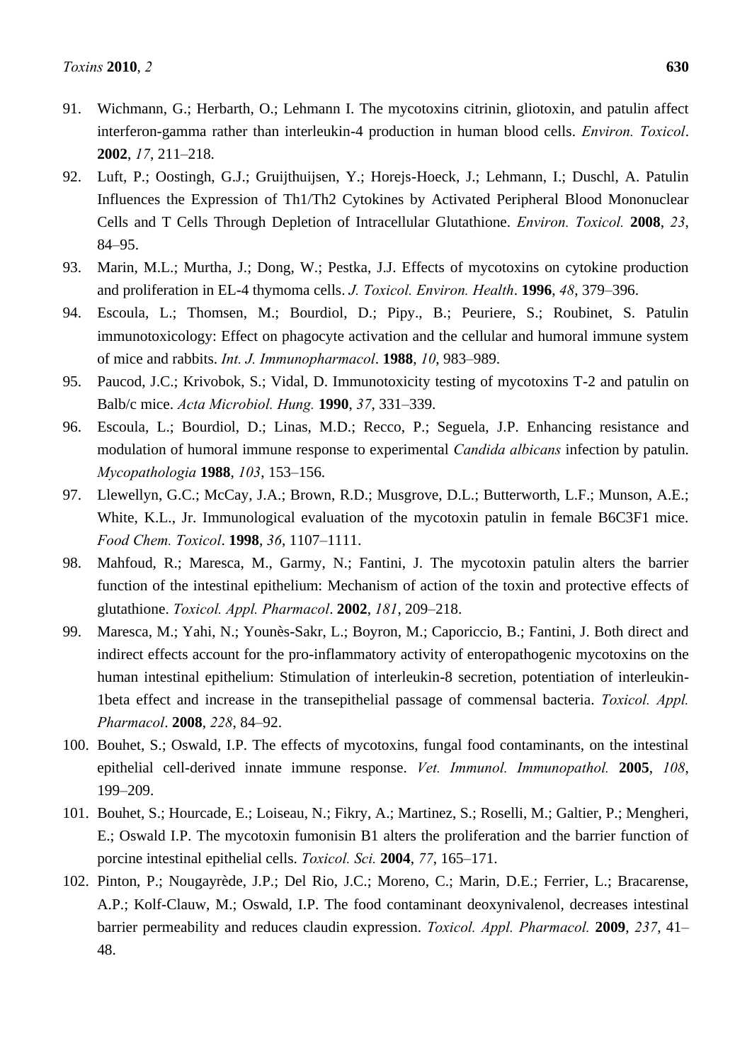91. Wichmann, G.; Herbarth, O.; Lehmann I. The mycotoxins citrinin, gliotoxin, and patulin affect interferon-gamma rather than interleukin-4 production in human blood cells. *Environ. Toxicol*. **2002**, *17*, 211–218.
92. Luft, P.; Oostingh, G.J.; Gruijthuijsen, Y.; Horejs-Hoeck, J.; Lehmann, I.; Duschl, A. Patulin Influences the Expression of Th1/Th2 Cytokines by Activated Peripheral Blood Mononuclear Cells and T Cells Through Depletion of Intracellular Glutathione. *Environ. Toxicol.* **2008**, *23*, 84–95.
93. Marin, M.L.; Murtha, J.; Dong, W.; Pestka, J.J. Effects of mycotoxins on cytokine production and proliferation in EL-4 thymoma cells. *J. Toxicol. Environ. Health*. **1996**, *48*, 379–396.
94. Escoula, L.; Thomsen, M.; Bourdiol, D.; Pipy., B.; Peuriere, S.; Roubinet, S. Patulin immunotoxicology: Effect on phagocyte activation and the cellular and humoral immune system of mice and rabbits. *Int. J. Immunopharmacol*. **1988**, *10*, 983–989.
95. Paucod, J.C.; Krivobok, S.; Vidal, D. Immunotoxicity testing of mycotoxins T-2 and patulin on Balb/c mice. *Acta Microbiol. Hung.* **1990**, *37*, 331–339.
96. Escoula, L.; Bourdiol, D.; Linas, M.D.; Recco, P.; Seguela, J.P. Enhancing resistance and modulation of humoral immune response to experimental *Candida albicans* infection by patulin. *Mycopathologia* **1988**, *103*, 153–156.
97. Llewellyn, G.C.; McCay, J.A.; Brown, R.D.; Musgrove, D.L.; Butterworth, L.F.; Munson, A.E.; White, K.L., Jr. Immunological evaluation of the mycotoxin patulin in female B6C3F1 mice. *Food Chem. Toxicol*. **1998**, *36*, 1107–1111.
98. Mahfoud, R.; Maresca, M., Garmy, N.; Fantini, J. The mycotoxin patulin alters the barrier function of the intestinal epithelium: Mechanism of action of the toxin and protective effects of glutathione. *Toxicol. Appl. Pharmacol*. **2002**, *181*, 209–218.
99. Maresca, M.; Yahi, N.; Younès-Sakr, L.; Boyron, M.; Caporiccio, B.; Fantini, J. Both direct and indirect effects account for the pro-inflammatory activity of enteropathogenic mycotoxins on the human intestinal epithelium: Stimulation of interleukin-8 secretion, potentiation of interleukin-1beta effect and increase in the transepithelial passage of commensal bacteria. *Toxicol. Appl. Pharmacol*. **2008**, *228*, 84–92.
100. Bouhet, S.; Oswald, I.P. The effects of mycotoxins, fungal food contaminants, on the intestinal epithelial cell-derived innate immune response. *Vet. Immunol. Immunopathol.* **2005**, *108*, 199–209.
101. Bouhet, S.; Hourcade, E.; Loiseau, N.; Fikry, A.; Martinez, S.; Roselli, M.; Galtier, P.; Mengheri, E.; Oswald I.P. The mycotoxin fumonisin B1 alters the proliferation and the barrier function of porcine intestinal epithelial cells. *Toxicol. Sci.* **2004**, *77*, 165–171.
102. Pinton, P.; Nougayrède, J.P.; Del Rio, J.C.; Moreno, C.; Marin, D.E.; Ferrier, L.; Bracarense, A.P.; Kolf-Clauw, M.; Oswald, I.P. The food contaminant deoxynivalenol, decreases intestinal barrier permeability and reduces claudin expression. *Toxicol. Appl. Pharmacol.* **2009**, *237*, 41–48.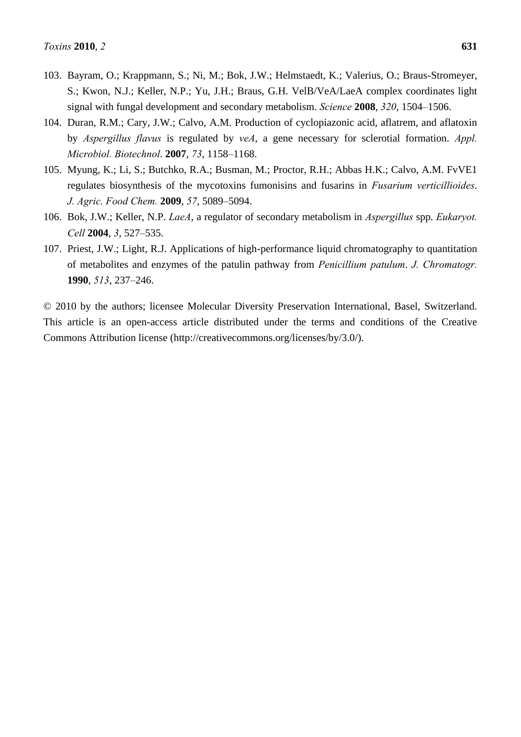103. Bayram, O.; Krappmann, S.; Ni, M.; Bok, J.W.; Helmstaedt, K.; Valerius, O.; Braus-Stromeyer, S.; Kwon, N.J.; Keller, N.P.; Yu, J.H.; Braus, G.H. VelB/VeA/LaeA complex coordinates light signal with fungal development and secondary metabolism. *Science* **2008**, *320*, 1504–1506.
104. Duran, R.M.; Cary, J.W.; Calvo, A.M. Production of cyclopiazonic acid, aflatrem, and aflatoxin by *Aspergillus flavus* is regulated by *veA*, a gene necessary for sclerotial formation. *Appl. Microbiol. Biotechnol*. **2007**, *73*, 1158–1168.
105. Myung, K.; Li, S.; Butchko, R.A.; Busman, M.; Proctor, R.H.; Abbas H.K.; Calvo, A.M. FvVE1 regulates biosynthesis of the mycotoxins fumonisins and fusarins in *Fusarium verticillioides*. *J. Agric. Food Chem.* **2009**, *57*, 5089–5094.
106. Bok, J.W.; Keller, N.P. *LaeA*, a regulator of secondary metabolism in *Aspergillus* spp. *Eukaryot. Cell* **2004**, *3*, 527–535.
107. Priest, J.W.; Light, R.J. Applications of high-performance liquid chromatography to quantitation of metabolites and enzymes of the patulin pathway from *Penicillium patulum*. *J. Chromatogr.* **1990**, *513*, 237–246.

© 2010 by the authors; licensee Molecular Diversity Preservation International, Basel, Switzerland. This article is an open-access article distributed under the terms and conditions of the Creative Commons Attribution license (http://creativecommons.org/licenses/by/3.0/).